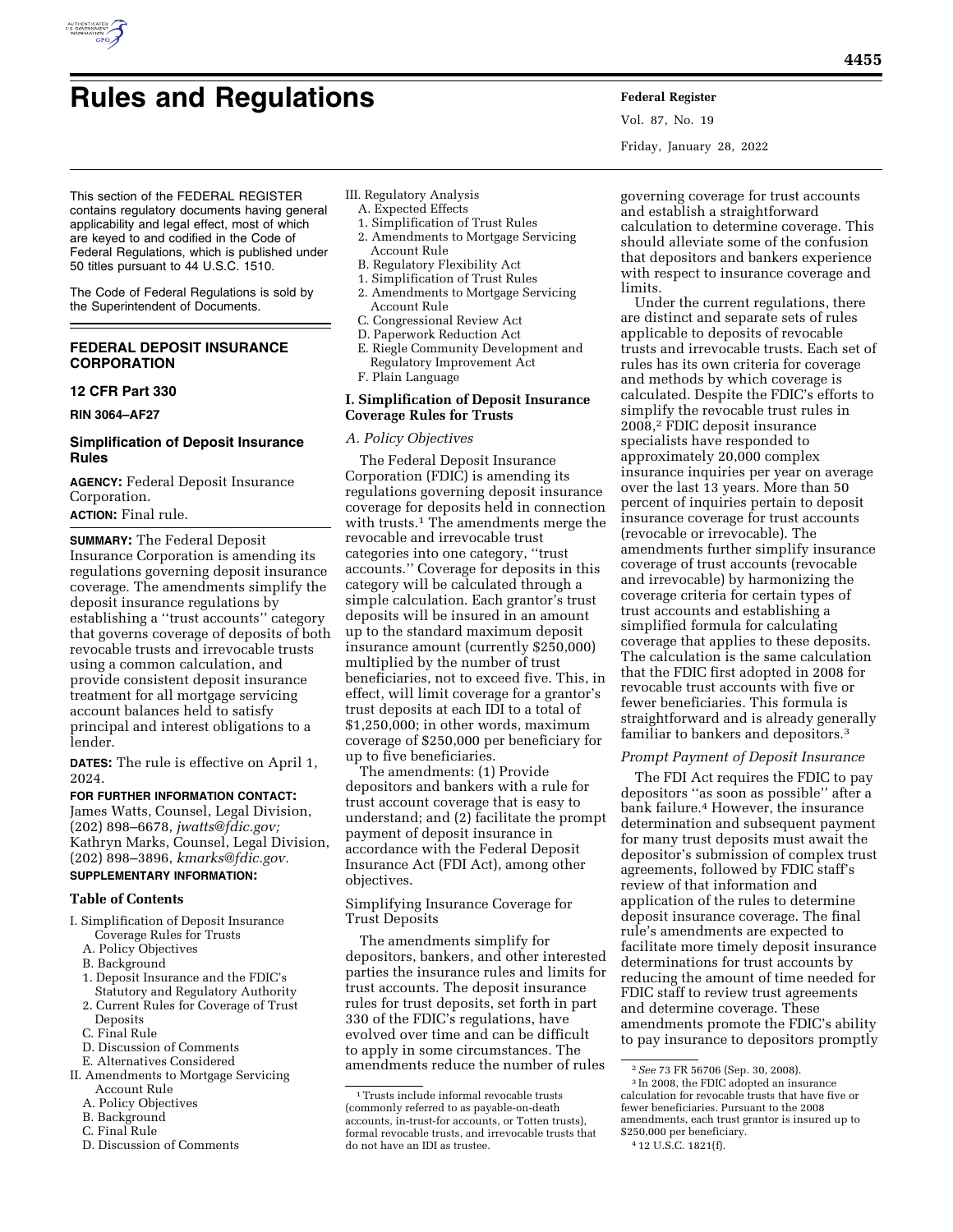# Rules and Regulations

This section of the FEDERAL REGISTER contains regulatory documents having general applicability and legal effect, most of which are keyed to and codified in the Code of Federal Regulations, which is published under 50 titles pursuant to 44 U.S.C. 1510.

The Code of Federal Regulations is sold by the Superintendent of Documents.

## FEDERAL DEPOSIT INSURANCE CORPORATION

### 12 CFR Part 330

**RIN 3064–AF27**

### Simplification of Deposit Insurance Rules

**AGENCY:** Federal Deposit Insurance Corporation.

**ACTION:** Final rule.

**SUMMARY:** The Federal Deposit Insurance Corporation is amending its regulations governing deposit insurance coverage. The amendments simplify the deposit insurance regulations by establishing a ''trust accounts'' category that governs coverage of deposits of both revocable trusts and irrevocable trusts using a common calculation, and provide consistent deposit insurance treatment for all mortgage servicing account balances held to satisfy principal and interest obligations to a lender.

**DATES:** The rule is effective on April 1, 2024.

**FOR FURTHER INFORMATION CONTACT:** James Watts, Counsel, Legal Division, (202) 898–6678, *jwatts@fdic.gov;* Kathryn Marks, Counsel, Legal Division, (202) 898–3896, *kmarks@fdic.gov.*

**SUPPLEMENTARY INFORMATION:**

**Table of Contents**

I. Simplification of Deposit Insurance Coverage Rules for Trusts
- A. Policy Objectives
- B. Background
  1. Deposit Insurance and the FDIC's Statutory and Regulatory Authority
  2. Current Rules for Coverage of Trust Deposits
- C. Final Rule
- D. Discussion of Comments
- E. Alternatives Considered

II. Amendments to Mortgage Servicing Account Rule
- A. Policy Objectives
- B. Background
- C. Final Rule
- D. Discussion of Comments

III. Regulatory Analysis
- A. Expected Effects
  1. Simplification of Trust Rules
  2. Amendments to Mortgage Servicing Account Rule
- B. Regulatory Flexibility Act
  1. Simplification of Trust Rules
  2. Amendments to Mortgage Servicing Account Rule
- C. Congressional Review Act
- D. Paperwork Reduction Act
- E. Riegle Community Development and Regulatory Improvement Act
- F. Plain Language

### I. Simplification of Deposit Insurance Coverage Rules for Trusts

*A. Policy Objectives*

The Federal Deposit Insurance Corporation (FDIC) is amending its regulations governing deposit insurance coverage for deposits held in connection with trusts.[1] The amendments merge the revocable and irrevocable trust categories into one category, ''trust accounts.'' Coverage for deposits in this category will be calculated through a simple calculation. Each grantor's trust deposits will be insured in an amount up to the standard maximum deposit insurance amount (currently $250,000) multiplied by the number of trust beneficiaries, not to exceed five. This, in effect, will limit coverage for a grantor's trust deposits at each IDI to a total of $1,250,000; in other words, maximum coverage of $250,000 per beneficiary for up to five beneficiaries.

The amendments: (1) Provide depositors and bankers with a rule for trust account coverage that is easy to understand; and (2) facilitate the prompt payment of deposit insurance in accordance with the Federal Deposit Insurance Act (FDI Act), among other objectives.

Simplifying Insurance Coverage for Trust Deposits

The amendments simplify for depositors, bankers, and other interested parties the insurance rules and limits for trust accounts. The deposit insurance rules for trust deposits, set forth in part 330 of the FDIC's regulations, have evolved over time and can be difficult to apply in some circumstances. The amendments reduce the number of rules governing coverage for trust accounts and establish a straightforward calculation to determine coverage. This should alleviate some of the confusion that depositors and bankers experience with respect to insurance coverage and limits.

Under the current regulations, there are distinct and separate sets of rules applicable to deposits of revocable trusts and irrevocable trusts. Each set of rules has its own criteria for coverage and methods by which coverage is calculated. Despite the FDIC's efforts to simplify the revocable trust rules in 2008,[2] FDIC deposit insurance specialists have responded to approximately 20,000 complex insurance inquiries per year on average over the last 13 years. More than 50 percent of inquiries pertain to deposit insurance coverage for trust accounts (revocable or irrevocable). The amendments further simplify insurance coverage of trust accounts (revocable and irrevocable) by harmonizing the coverage criteria for certain types of trust accounts and establishing a simplified formula for calculating coverage that applies to these deposits. The calculation is the same calculation that the FDIC first adopted in 2008 for revocable trust accounts with five or fewer beneficiaries. This formula is straightforward and is already generally familiar to bankers and depositors.[3]

*Prompt Payment of Deposit Insurance*

The FDI Act requires the FDIC to pay depositors ''as soon as possible'' after a bank failure.[4] However, the insurance determination and subsequent payment for many trust deposits must await the depositor's submission of complex trust agreements, followed by FDIC staff's review of that information and application of the rules to determine deposit insurance coverage. The final rule's amendments are expected to facilitate more timely deposit insurance determinations for trust accounts by reducing the amount of time needed for FDIC staff to review trust agreements and determine coverage. These amendments promote the FDIC's ability to pay insurance to depositors promptly

---

[1] Trusts include informal revocable trusts (commonly referred to as payable-on-death accounts, in-trust-for accounts, or Totten trusts), formal revocable trusts, and irrevocable trusts that do not have an IDI as trustee.

[2] *See* 73 FR 56706 (Sep. 30, 2008).

[3] In 2008, the FDIC adopted an insurance calculation for revocable trusts that have five or fewer beneficiaries. Pursuant to the 2008 amendments, each trust grantor is insured up to $250,000 per beneficiary.

[4] 12 U.S.C. 1821(f).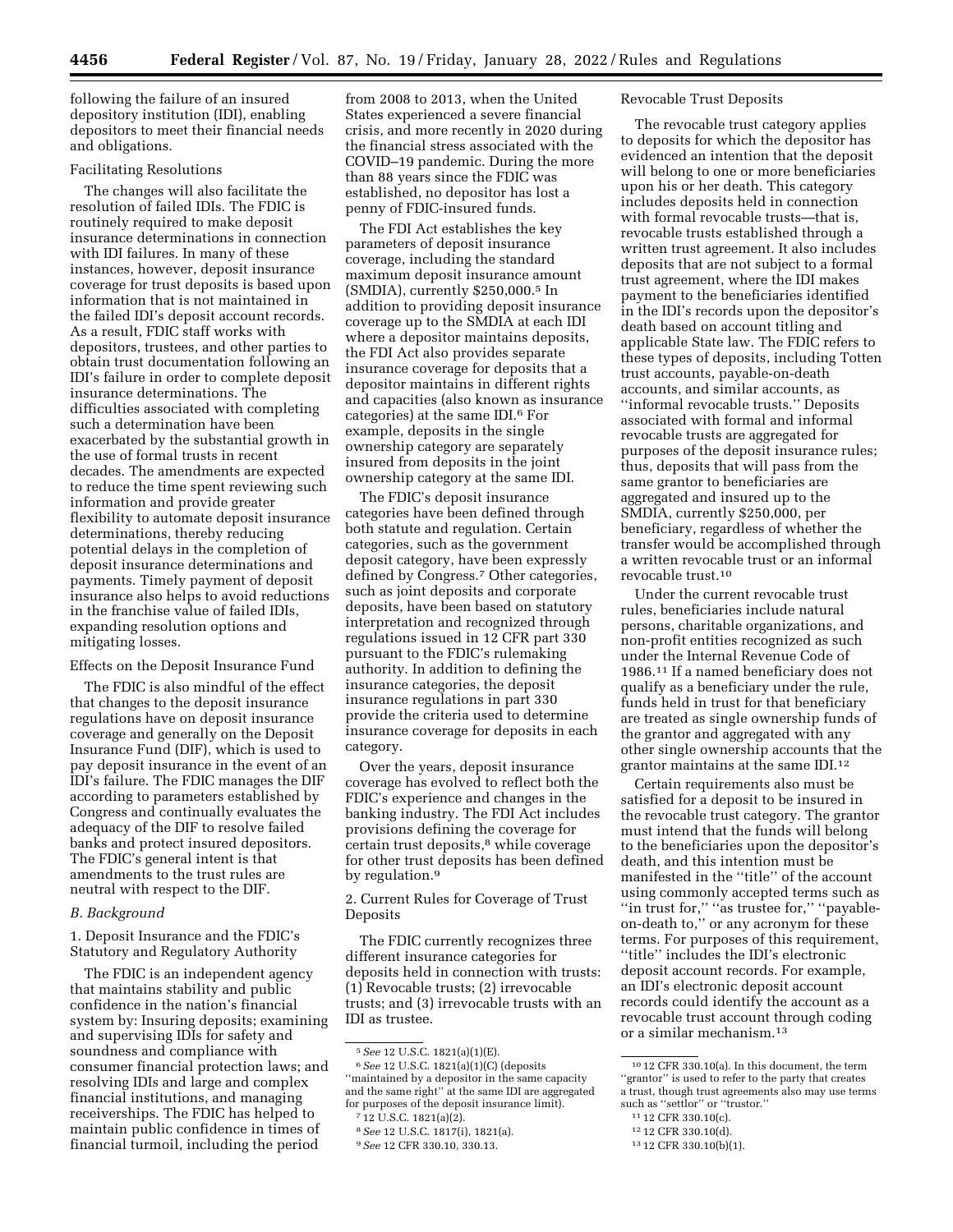following the failure of an insured depository institution (IDI), enabling depositors to meet their financial needs and obligations.

Facilitating Resolutions

The changes will also facilitate the resolution of failed IDIs. The FDIC is routinely required to make deposit insurance determinations in connection with IDI failures. In many of these instances, however, deposit insurance coverage for trust deposits is based upon information that is not maintained in the failed IDI's deposit account records. As a result, FDIC staff works with depositors, trustees, and other parties to obtain trust documentation following an IDI's failure in order to complete deposit insurance determinations. The difficulties associated with completing such a determination have been exacerbated by the substantial growth in the use of formal trusts in recent decades. The amendments are expected to reduce the time spent reviewing such information and provide greater flexibility to automate deposit insurance determinations, thereby reducing potential delays in the completion of deposit insurance determinations and payments. Timely payment of deposit insurance also helps to avoid reductions in the franchise value of failed IDIs, expanding resolution options and mitigating losses.

Effects on the Deposit Insurance Fund

The FDIC is also mindful of the effect that changes to the deposit insurance regulations have on deposit insurance coverage and generally on the Deposit Insurance Fund (DIF), which is used to pay deposit insurance in the event of an IDI's failure. The FDIC manages the DIF according to parameters established by Congress and continually evaluates the adequacy of the DIF to resolve failed banks and protect insured depositors. The FDIC's general intent is that amendments to the trust rules are neutral with respect to the DIF.

### *B. Background*

1. Deposit Insurance and the FDIC's Statutory and Regulatory Authority

The FDIC is an independent agency that maintains stability and public confidence in the nation's financial system by: Insuring deposits; examining and supervising IDIs for safety and soundness and compliance with consumer financial protection laws; and resolving IDIs and large and complex financial institutions, and managing receiverships. The FDIC has helped to maintain public confidence in times of financial turmoil, including the period from 2008 to 2013, when the United States experienced a severe financial crisis, and more recently in 2020 during the financial stress associated with the COVID–19 pandemic. During the more than 88 years since the FDIC was established, no depositor has lost a penny of FDIC-insured funds.

The FDI Act establishes the key parameters of deposit insurance coverage, including the standard maximum deposit insurance amount (SMDIA), currently \$250,000.[5] In addition to providing deposit insurance coverage up to the SMDIA at each IDI where a depositor maintains deposits, the FDI Act also provides separate insurance coverage for deposits that a depositor maintains in different rights and capacities (also known as insurance categories) at the same IDI.[6] For example, deposits in the single ownership category are separately insured from deposits in the joint ownership category at the same IDI.

The FDIC's deposit insurance categories have been defined through both statute and regulation. Certain categories, such as the government deposit category, have been expressly defined by Congress.[7] Other categories, such as joint deposits and corporate deposits, have been based on statutory interpretation and recognized through regulations issued in 12 CFR part 330 pursuant to the FDIC's rulemaking authority. In addition to defining the insurance categories, the deposit insurance regulations in part 330 provide the criteria used to determine insurance coverage for deposits in each category.

Over the years, deposit insurance coverage has evolved to reflect both the FDIC's experience and changes in the banking industry. The FDI Act includes provisions defining the coverage for certain trust deposits,[8] while coverage for other trust deposits has been defined by regulation.[9]

2. Current Rules for Coverage of Trust Deposits

The FDIC currently recognizes three different insurance categories for deposits held in connection with trusts: (1) Revocable trusts; (2) irrevocable trusts; and (3) irrevocable trusts with an IDI as trustee.

Revocable Trust Deposits

The revocable trust category applies to deposits for which the depositor has evidenced an intention that the deposit will belong to one or more beneficiaries upon his or her death. This category includes deposits held in connection with formal revocable trusts—that is, revocable trusts established through a written trust agreement. It also includes deposits that are not subject to a formal trust agreement, where the IDI makes payment to the beneficiaries identified in the IDI's records upon the depositor's death based on account titling and applicable State law. The FDIC refers to these types of deposits, including Totten trust accounts, payable-on-death accounts, and similar accounts, as "informal revocable trusts." Deposits associated with formal and informal revocable trusts are aggregated for purposes of the deposit insurance rules; thus, deposits that will pass from the same grantor to beneficiaries are aggregated and insured up to the SMDIA, currently \$250,000, per beneficiary, regardless of whether the transfer would be accomplished through a written revocable trust or an informal revocable trust.[10]

Under the current revocable trust rules, beneficiaries include natural persons, charitable organizations, and non-profit entities recognized as such under the Internal Revenue Code of 1986.[11] If a named beneficiary does not qualify as a beneficiary under the rule, funds held in trust for that beneficiary are treated as single ownership funds of the grantor and aggregated with any other single ownership accounts that the grantor maintains at the same IDI.[12]

Certain requirements also must be satisfied for a deposit to be insured in the revocable trust category. The grantor must intend that the funds will belong to the beneficiaries upon the depositor's death, and this intention must be manifested in the "title" of the account using commonly accepted terms such as "in trust for," "as trustee for," "payable-on-death to," or any acronym for these terms. For purposes of this requirement, "title" includes the IDI's electronic deposit account records. For example, an IDI's electronic deposit account records could identify the account as a revocable trust account through coding or a similar mechanism.[13]

---

[5] *See* 12 U.S.C. 1821(a)(1)(E).

[6] *See* 12 U.S.C. 1821(a)(1)(C) (deposits "maintained by a depositor in the same capacity and the same right" at the same IDI are aggregated for purposes of the deposit insurance limit).

[7] 12 U.S.C. 1821(a)(2).

[8] *See* 12 U.S.C. 1817(i), 1821(a).

[9] *See* 12 CFR 330.10, 330.13.

[10] 12 CFR 330.10(a). In this document, the term "grantor" is used to refer to the party that creates a trust, though trust agreements also may use terms such as "settlor" or "trustor."

[11] 12 CFR 330.10(c).

[12] 12 CFR 330.10(d).

[13] 12 CFR 330.10(b)(1).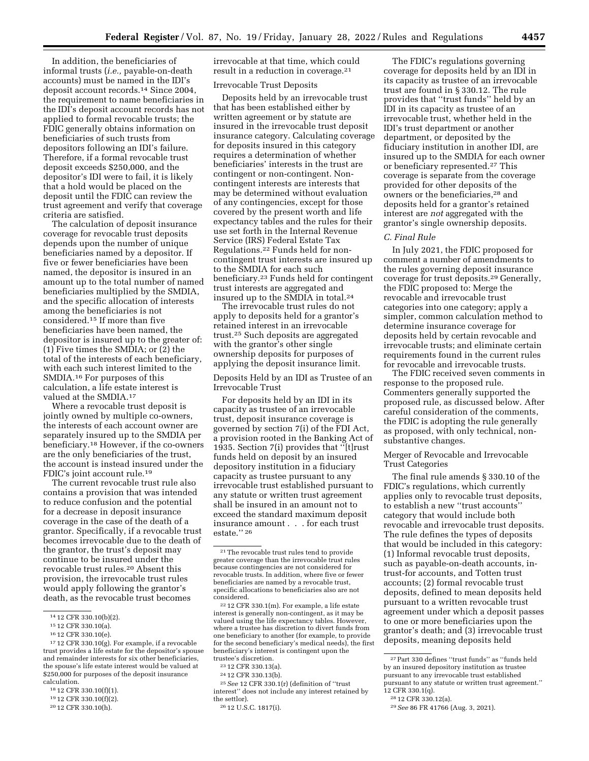In addition, the beneficiaries of informal trusts (*i.e.,* payable-on-death accounts) must be named in the IDI's deposit account records.[14] Since 2004, the requirement to name beneficiaries in the IDI's deposit account records has not applied to formal revocable trusts; the FDIC generally obtains information on beneficiaries of such trusts from depositors following an IDI's failure. Therefore, if a formal revocable trust deposit exceeds $250,000, and the depositor's IDI were to fail, it is likely that a hold would be placed on the deposit until the FDIC can review the trust agreement and verify that coverage criteria are satisfied.

The calculation of deposit insurance coverage for revocable trust deposits depends upon the number of unique beneficiaries named by a depositor. If five or fewer beneficiaries have been named, the depositor is insured in an amount up to the total number of named beneficiaries multiplied by the SMDIA, and the specific allocation of interests among the beneficiaries is not considered.[15] If more than five beneficiaries have been named, the depositor is insured up to the greater of: (1) Five times the SMDIA; or (2) the total of the interests of each beneficiary, with each such interest limited to the SMDIA.[16] For purposes of this calculation, a life estate interest is valued at the SMDIA.[17]

Where a revocable trust deposit is jointly owned by multiple co-owners, the interests of each account owner are separately insured up to the SMDIA per beneficiary.[18] However, if the co-owners are the only beneficiaries of the trust, the account is instead insured under the FDIC's joint account rule.[19]

The current revocable trust rule also contains a provision that was intended to reduce confusion and the potential for a decrease in deposit insurance coverage in the case of the death of a grantor. Specifically, if a revocable trust becomes irrevocable due to the death of the grantor, the trust's deposit may continue to be insured under the revocable trust rules.[20] Absent this provision, the irrevocable trust rules would apply following the grantor's death, as the revocable trust becomes irrevocable at that time, which could result in a reduction in coverage.[21]

Irrevocable Trust Deposits

Deposits held by an irrevocable trust that has been established either by written agreement or by statute are insured in the irrevocable trust deposit insurance category. Calculating coverage for deposits insured in this category requires a determination of whether beneficiaries' interests in the trust are contingent or non-contingent. Non-contingent interests are interests that may be determined without evaluation of any contingencies, except for those covered by the present worth and life expectancy tables and the rules for their use set forth in the Internal Revenue Service (IRS) Federal Estate Tax Regulations.[22] Funds held for non-contingent trust interests are insured up to the SMDIA for each such beneficiary.[23] Funds held for contingent trust interests are aggregated and insured up to the SMDIA in total.[24]

The irrevocable trust rules do not apply to deposits held for a grantor's retained interest in an irrevocable trust.[25] Such deposits are aggregated with the grantor's other single ownership deposits for purposes of applying the deposit insurance limit.

Deposits Held by an IDI as Trustee of an Irrevocable Trust

For deposits held by an IDI in its capacity as trustee of an irrevocable trust, deposit insurance coverage is governed by section 7(i) of the FDI Act, a provision rooted in the Banking Act of 1935. Section 7(i) provides that "[t]rust funds held on deposit by an insured depository institution in a fiduciary capacity as trustee pursuant to any irrevocable trust established pursuant to any statute or written trust agreement shall be insured in an amount not to exceed the standard maximum deposit insurance amount . . . for each trust estate." [26]

The FDIC's regulations governing coverage for deposits held by an IDI in its capacity as trustee of an irrevocable trust are found in § 330.12. The rule provides that "trust funds" held by an IDI in its capacity as trustee of an irrevocable trust, whether held in the IDI's trust department or another department, or deposited by the fiduciary institution in another IDI, are insured up to the SMDIA for each owner or beneficiary represented.[27] This coverage is separate from the coverage provided for other deposits of the owners or the beneficiaries,[28] and deposits held for a grantor's retained interest are *not* aggregated with the grantor's single ownership deposits.

### *C. Final Rule*

In July 2021, the FDIC proposed for comment a number of amendments to the rules governing deposit insurance coverage for trust deposits.[29] Generally, the FDIC proposed to: Merge the revocable and irrevocable trust categories into one category; apply a simpler, common calculation method to determine insurance coverage for deposits held by certain revocable and irrevocable trusts; and eliminate certain requirements found in the current rules for revocable and irrevocable trusts.

The FDIC received seven comments in response to the proposed rule. Commenters generally supported the proposed rule, as discussed below. After careful consideration of the comments, the FDIC is adopting the rule generally as proposed, with only technical, non-substantive changes.

Merger of Revocable and Irrevocable Trust Categories

The final rule amends § 330.10 of the FDIC's regulations, which currently applies only to revocable trust deposits, to establish a new "trust accounts" category that would include both revocable and irrevocable trust deposits. The rule defines the types of deposits that would be included in this category: (1) Informal revocable trust deposits, such as payable-on-death accounts, in-trust-for accounts, and Totten trust accounts; (2) formal revocable trust deposits, defined to mean deposits held pursuant to a written revocable trust agreement under which a deposit passes to one or more beneficiaries upon the grantor's death; and (3) irrevocable trust deposits, meaning deposits held

---

[14] 12 CFR 330.10(b)(2).

[15] 12 CFR 330.10(a).

[16] 12 CFR 330.10(e).

[17] 12 CFR 330.10(g). For example, if a revocable trust provides a life estate for the depositor's spouse and remainder interests for six other beneficiaries, the spouse's life estate interest would be valued at $250,000 for purposes of the deposit insurance calculation.

[18] 12 CFR 330.10(f)(1).

[19] 12 CFR 330.10(f)(2).

[20] 12 CFR 330.10(h).

[21] The revocable trust rules tend to provide greater coverage than the irrevocable trust rules because contingencies are not considered for revocable trusts. In addition, where five or fewer beneficiaries are named by a revocable trust, specific allocations to beneficiaries also are not considered.

[22] 12 CFR 330.1(m). For example, a life estate interest is generally non-contingent, as it may be valued using the life expectancy tables. However, where a trustee has discretion to divert funds from one beneficiary to another (for example, to provide for the second beneficiary's medical needs), the first beneficiary's interest is contingent upon the trustee's discretion.

[23] 12 CFR 330.13(a).

[24] 12 CFR 330.13(b).

[25] *See* 12 CFR 330.1(r) (definition of "trust interest" does not include any interest retained by the settlor).

[26] 12 U.S.C. 1817(i).

[27] Part 330 defines "trust funds" as "funds held by an insured depository institution as trustee pursuant to any irrevocable trust established pursuant to any statute or written trust agreement." 12 CFR 330.1(q).

[28] 12 CFR 330.12(a).

[29] *See* 86 FR 41766 (Aug. 3, 2021).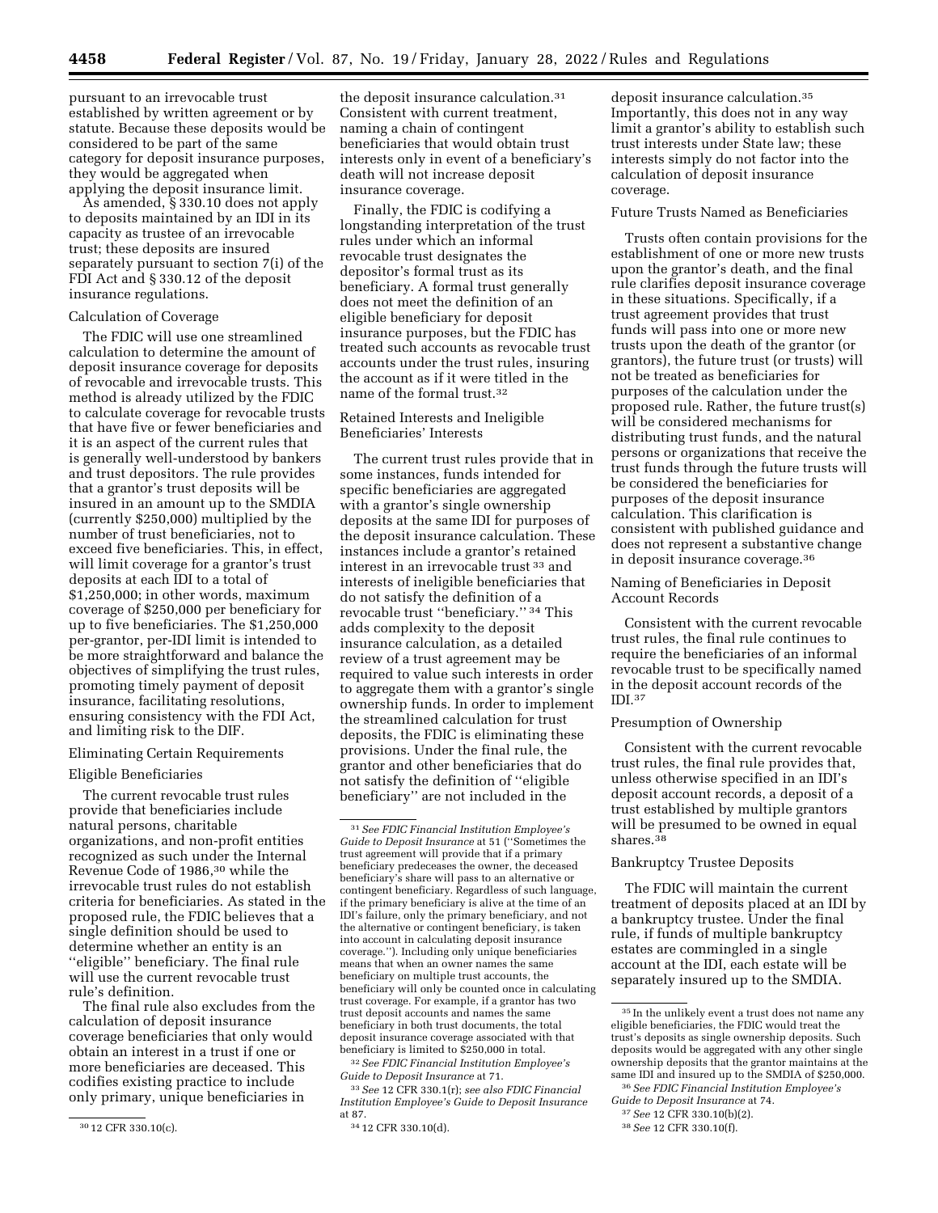pursuant to an irrevocable trust established by written agreement or by statute. Because these deposits would be considered to be part of the same category for deposit insurance purposes, they would be aggregated when applying the deposit insurance limit.

As amended, § 330.10 does not apply to deposits maintained by an IDI in its capacity as trustee of an irrevocable trust; these deposits are insured separately pursuant to section 7(i) of the FDI Act and § 330.12 of the deposit insurance regulations.

Calculation of Coverage

The FDIC will use one streamlined calculation to determine the amount of deposit insurance coverage for deposits of revocable and irrevocable trusts. This method is already utilized by the FDIC to calculate coverage for revocable trusts that have five or fewer beneficiaries and it is an aspect of the current rules that is generally well-understood by bankers and trust depositors. The rule provides that a grantor's trust deposits will be insured in an amount up to the SMDIA (currently $250,000) multiplied by the number of trust beneficiaries, not to exceed five beneficiaries. This, in effect, will limit coverage for a grantor's trust deposits at each IDI to a total of $1,250,000; in other words, maximum coverage of $250,000 per beneficiary for up to five beneficiaries. The $1,250,000 per-grantor, per-IDI limit is intended to be more straightforward and balance the objectives of simplifying the trust rules, promoting timely payment of deposit insurance, facilitating resolutions, ensuring consistency with the FDI Act, and limiting risk to the DIF.

Eliminating Certain Requirements

Eligible Beneficiaries

The current revocable trust rules provide that beneficiaries include natural persons, charitable organizations, and non-profit entities recognized as such under the Internal Revenue Code of 1986,[30] while the irrevocable trust rules do not establish criteria for beneficiaries. As stated in the proposed rule, the FDIC believes that a single definition should be used to determine whether an entity is an "eligible" beneficiary. The final rule will use the current revocable trust rule's definition.

The final rule also excludes from the calculation of deposit insurance coverage beneficiaries that only would obtain an interest in a trust if one or more beneficiaries are deceased. This codifies existing practice to include only primary, unique beneficiaries in the deposit insurance calculation.[31] Consistent with current treatment, naming a chain of contingent beneficiaries that would obtain trust interests only in event of a beneficiary's death will not increase deposit insurance coverage.

Finally, the FDIC is codifying a longstanding interpretation of the trust rules under which an informal revocable trust designates the depositor's formal trust as its beneficiary. A formal trust generally does not meet the definition of an eligible beneficiary for deposit insurance purposes, but the FDIC has treated such accounts as revocable trust accounts under the trust rules, insuring the account as if it were titled in the name of the formal trust.[32]

Retained Interests and Ineligible Beneficiaries' Interests

The current trust rules provide that in some instances, funds intended for specific beneficiaries are aggregated with a grantor's single ownership deposits at the same IDI for purposes of the deposit insurance calculation. These instances include a grantor's retained interest in an irrevocable trust[33] and interests of ineligible beneficiaries that do not satisfy the definition of a revocable trust "beneficiary."[34] This adds complexity to the deposit insurance calculation, as a detailed review of a trust agreement may be required to value such interests in order to aggregate them with a grantor's single ownership funds. In order to implement the streamlined calculation for trust deposits, the FDIC is eliminating these provisions. Under the final rule, the grantor and other beneficiaries that do not satisfy the definition of "eligible beneficiary" are not included in the deposit insurance calculation.[35] Importantly, this does not in any way limit a grantor's ability to establish such trust interests under State law; these interests simply do not factor into the calculation of deposit insurance coverage.

Future Trusts Named as Beneficiaries

Trusts often contain provisions for the establishment of one or more new trusts upon the grantor's death, and the final rule clarifies deposit insurance coverage in these situations. Specifically, if a trust agreement provides that trust funds will pass into one or more new trusts upon the death of the grantor (or grantors), the future trust (or trusts) will not be treated as beneficiaries for purposes of the calculation under the proposed rule. Rather, the future trust(s) will be considered mechanisms for distributing trust funds, and the natural persons or organizations that receive the trust funds through the future trusts will be considered the beneficiaries for purposes of the deposit insurance calculation. This clarification is consistent with published guidance and does not represent a substantive change in deposit insurance coverage.[36]

Naming of Beneficiaries in Deposit Account Records

Consistent with the current revocable trust rules, the final rule continues to require the beneficiaries of an informal revocable trust to be specifically named in the deposit account records of the IDI.[37]

Presumption of Ownership

Consistent with the current revocable trust rules, the final rule provides that, unless otherwise specified in an IDI's deposit account records, a deposit of a trust established by multiple grantors will be presumed to be owned in equal shares.[38]

Bankruptcy Trustee Deposits

The FDIC will maintain the current treatment of deposits placed at an IDI by a bankruptcy trustee. Under the final rule, if funds of multiple bankruptcy estates are commingled in a single account at the IDI, each estate will be separately insured up to the SMDIA.

---

[30] 12 CFR 330.10(c).

[31] *See FDIC Financial Institution Employee's Guide to Deposit Insurance* at 51 ("Sometimes the trust agreement will provide that if a primary beneficiary predeceases the owner, the deceased beneficiary's share will pass to an alternative or contingent beneficiary. Regardless of such language, if the primary beneficiary is alive at the time of an IDI's failure, only the primary beneficiary, and not the alternative or contingent beneficiary, is taken into account in calculating deposit insurance coverage."). Including only unique beneficiaries means that when an owner names the same beneficiary on multiple trust accounts, the beneficiary will only be counted once in calculating trust coverage. For example, if a grantor has two trust deposit accounts and names the same beneficiary in both trust documents, the total deposit insurance coverage associated with that beneficiary is limited to $250,000 in total.

[32] *See FDIC Financial Institution Employee's Guide to Deposit Insurance* at 71.

[33] *See* 12 CFR 330.1(r); *see also FDIC Financial Institution Employee's Guide to Deposit Insurance* at 87.

[34] 12 CFR 330.10(d).

[35] In the unlikely event a trust does not name any eligible beneficiaries, the FDIC would treat the trust's deposits as single ownership deposits. Such deposits would be aggregated with any other single ownership deposits that the grantor maintains at the same IDI and insured up to the SMDIA of $250,000.

[36] *See FDIC Financial Institution Employee's Guide to Deposit Insurance* at 74.

[37] *See* 12 CFR 330.10(b)(2).

[38] *See* 12 CFR 330.10(f).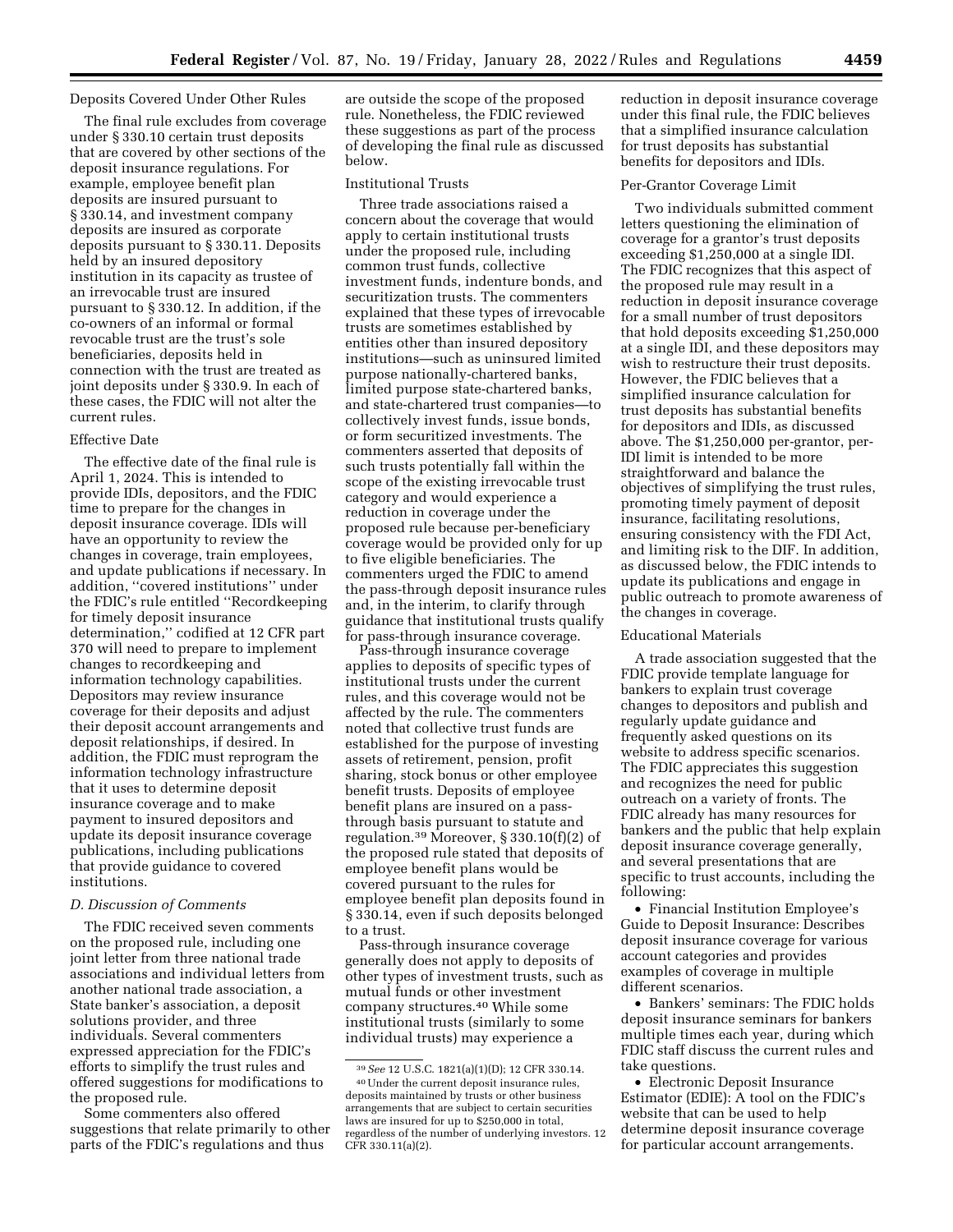Deposits Covered Under Other Rules

The final rule excludes from coverage under § 330.10 certain trust deposits that are covered by other sections of the deposit insurance regulations. For example, employee benefit plan deposits are insured pursuant to § 330.14, and investment company deposits are insured as corporate deposits pursuant to § 330.11. Deposits held by an insured depository institution in its capacity as trustee of an irrevocable trust are insured pursuant to § 330.12. In addition, if the co-owners of an informal or formal revocable trust are the trust's sole beneficiaries, deposits held in connection with the trust are treated as joint deposits under § 330.9. In each of these cases, the FDIC will not alter the current rules.

Effective Date

The effective date of the final rule is April 1, 2024. This is intended to provide IDIs, depositors, and the FDIC time to prepare for the changes in deposit insurance coverage. IDIs will have an opportunity to review the changes in coverage, train employees, and update publications if necessary. In addition, "covered institutions" under the FDIC's rule entitled "Recordkeeping for timely deposit insurance determination," codified at 12 CFR part 370 will need to prepare to implement changes to recordkeeping and information technology capabilities. Depositors may review insurance coverage for their deposits and adjust their deposit account arrangements and deposit relationships, if desired. In addition, the FDIC must reprogram the information technology infrastructure that it uses to determine deposit insurance coverage and to make payment to insured depositors and update its deposit insurance coverage publications, including publications that provide guidance to covered institutions.

### *D. Discussion of Comments*

The FDIC received seven comments on the proposed rule, including one joint letter from three national trade associations and individual letters from another national trade association, a State banker's association, a deposit solutions provider, and three individuals. Several commenters expressed appreciation for the FDIC's efforts to simplify the trust rules and offered suggestions for modifications to the proposed rule.

Some commenters also offered suggestions that relate primarily to other parts of the FDIC's regulations and thus are outside the scope of the proposed rule. Nonetheless, the FDIC reviewed these suggestions as part of the process of developing the final rule as discussed below.

Institutional Trusts

Three trade associations raised a concern about the coverage that would apply to certain institutional trusts under the proposed rule, including common trust funds, collective investment funds, indenture bonds, and securitization trusts. The commenters explained that these types of irrevocable trusts are sometimes established by entities other than insured depository institutions—such as uninsured limited purpose nationally-chartered banks, limited purpose state-chartered banks, and state-chartered trust companies—to collectively invest funds, issue bonds, or form securitized investments. The commenters asserted that deposits of such trusts potentially fall within the scope of the existing irrevocable trust category and would experience a reduction in coverage under the proposed rule because per-beneficiary coverage would be provided only for up to five eligible beneficiaries. The commenters urged the FDIC to amend the pass-through deposit insurance rules and, in the interim, to clarify through guidance that institutional trusts qualify for pass-through insurance coverage.

Pass-through insurance coverage applies to deposits of specific types of institutional trusts under the current rules, and this coverage would not be affected by the rule. The commenters noted that collective trust funds are established for the purpose of investing assets of retirement, pension, profit sharing, stock bonus or other employee benefit trusts. Deposits of employee benefit plans are insured on a pass-through basis pursuant to statute and regulation.[39] Moreover, § 330.10(f)(2) of the proposed rule stated that deposits of employee benefit plans would be covered pursuant to the rules for employee benefit plan deposits found in § 330.14, even if such deposits belonged to a trust.

Pass-through insurance coverage generally does not apply to deposits of other types of investment trusts, such as mutual funds or other investment company structures.[40] While some institutional trusts (similarly to some individual trusts) may experience a reduction in deposit insurance coverage under this final rule, the FDIC believes that a simplified insurance calculation for trust deposits has substantial benefits for depositors and IDIs.

Per-Grantor Coverage Limit

Two individuals submitted comment letters questioning the elimination of coverage for a grantor's trust deposits exceeding $1,250,000 at a single IDI. The FDIC recognizes that this aspect of the proposed rule may result in a reduction in deposit insurance coverage for a small number of trust depositors that hold deposits exceeding $1,250,000 at a single IDI, and these depositors may wish to restructure their trust deposits. However, the FDIC believes that a simplified insurance calculation for trust deposits has substantial benefits for depositors and IDIs, as discussed above. The $1,250,000 per-grantor, per-IDI limit is intended to be more straightforward and balance the objectives of simplifying the trust rules, promoting timely payment of deposit insurance, facilitating resolutions, ensuring consistency with the FDI Act, and limiting risk to the DIF. In addition, as discussed below, the FDIC intends to update its publications and engage in public outreach to promote awareness of the changes in coverage.

Educational Materials

A trade association suggested that the FDIC provide template language for bankers to explain trust coverage changes to depositors and publish and regularly update guidance and frequently asked questions on its website to address specific scenarios. The FDIC appreciates this suggestion and recognizes the need for public outreach on a variety of fronts. The FDIC already has many resources for bankers and the public that help explain deposit insurance coverage generally, and several presentations that are specific to trust accounts, including the following:

- Financial Institution Employee's Guide to Deposit Insurance: Describes deposit insurance coverage for various account categories and provides examples of coverage in multiple different scenarios.
- Bankers' seminars: The FDIC holds deposit insurance seminars for bankers multiple times each year, during which FDIC staff discuss the current rules and take questions.
- Electronic Deposit Insurance Estimator (EDIE): A tool on the FDIC's website that can be used to help determine deposit insurance coverage for particular account arrangements.

---

[39] *See* 12 U.S.C. 1821(a)(1)(D); 12 CFR 330.14.

[40] Under the current deposit insurance rules, deposits maintained by trusts or other business arrangements that are subject to certain securities laws are insured for up to $250,000 in total, regardless of the number of underlying investors. 12 CFR 330.11(a)(2).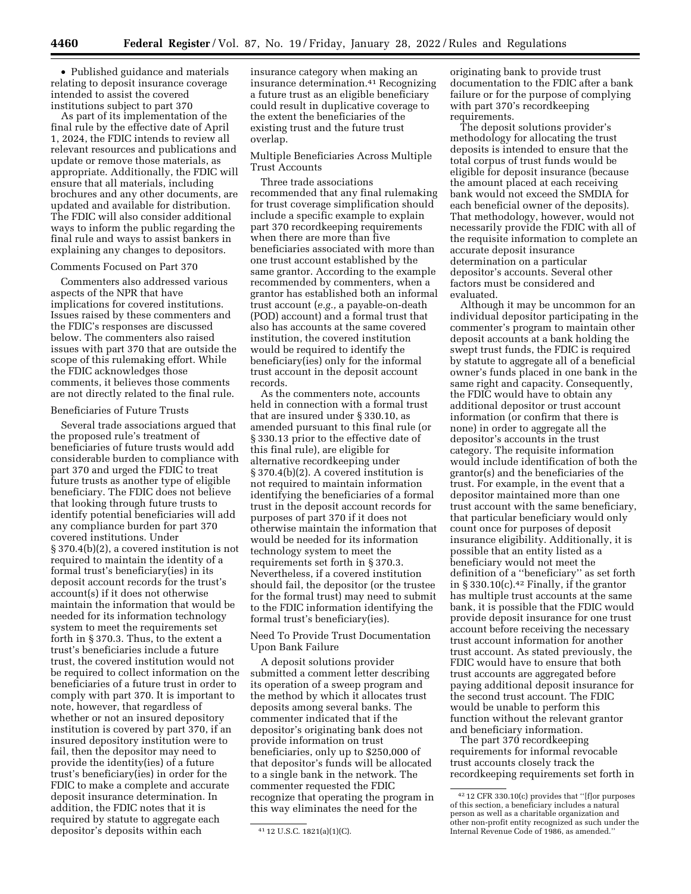• Published guidance and materials relating to deposit insurance coverage intended to assist the covered institutions subject to part 370

As part of its implementation of the final rule by the effective date of April 1, 2024, the FDIC intends to review all relevant resources and publications and update or remove those materials, as appropriate. Additionally, the FDIC will ensure that all materials, including brochures and any other documents, are updated and available for distribution. The FDIC will also consider additional ways to inform the public regarding the final rule and ways to assist bankers in explaining any changes to depositors.

Comments Focused on Part 370

Commenters also addressed various aspects of the NPR that have implications for covered institutions. Issues raised by these commenters and the FDIC's responses are discussed below. The commenters also raised issues with part 370 that are outside the scope of this rulemaking effort. While the FDIC acknowledges those comments, it believes those comments are not directly related to the final rule.

Beneficiaries of Future Trusts

Several trade associations argued that the proposed rule's treatment of beneficiaries of future trusts would add considerable burden to compliance with part 370 and urged the FDIC to treat future trusts as another type of eligible beneficiary. The FDIC does not believe that looking through future trusts to identify potential beneficiaries will add any compliance burden for part 370 covered institutions. Under § 370.4(b)(2), a covered institution is not required to maintain the identity of a formal trust's beneficiary(ies) in its deposit account records for the trust's account(s) if it does not otherwise maintain the information that would be needed for its information technology system to meet the requirements set forth in § 370.3. Thus, to the extent a trust's beneficiaries include a future trust, the covered institution would not be required to collect information on the beneficiaries of a future trust in order to comply with part 370. It is important to note, however, that regardless of whether or not an insured depository institution is covered by part 370, if an insured depository institution were to fail, then the depositor may need to provide the identity(ies) of a future trust's beneficiary(ies) in order for the FDIC to make a complete and accurate deposit insurance determination. In addition, the FDIC notes that it is required by statute to aggregate each depositor's deposits within each insurance category when making an insurance determination.[41] Recognizing a future trust as an eligible beneficiary could result in duplicative coverage to the extent the beneficiaries of the existing trust and the future trust overlap.

Multiple Beneficiaries Across Multiple Trust Accounts

Three trade associations recommended that any final rulemaking for trust coverage simplification should include a specific example to explain part 370 recordkeeping requirements when there are more than five beneficiaries associated with more than one trust account established by the same grantor. According to the example recommended by commenters, when a grantor has established both an informal trust account (*e.g.,* a payable-on-death (POD) account) and a formal trust that also has accounts at the same covered institution, the covered institution would be required to identify the beneficiary(ies) only for the informal trust account in the deposit account records.

As the commenters note, accounts held in connection with a formal trust that are insured under § 330.10, as amended pursuant to this final rule (or § 330.13 prior to the effective date of this final rule), are eligible for alternative recordkeeping under § 370.4(b)(2). A covered institution is not required to maintain information identifying the beneficiaries of a formal trust in the deposit account records for purposes of part 370 if it does not otherwise maintain the information that would be needed for its information technology system to meet the requirements set forth in § 370.3. Nevertheless, if a covered institution should fail, the depositor (or the trustee for the formal trust) may need to submit to the FDIC information identifying the formal trust's beneficiary(ies).

Need To Provide Trust Documentation Upon Bank Failure

A deposit solutions provider submitted a comment letter describing its operation of a sweep program and the method by which it allocates trust deposits among several banks. The commenter indicated that if the depositor's originating bank does not provide information on trust beneficiaries, only up to $250,000 of that depositor's funds will be allocated to a single bank in the network. The commenter requested the FDIC recognize that operating the program in this way eliminates the need for the originating bank to provide trust documentation to the FDIC after a bank failure or for the purpose of complying with part 370's recordkeeping requirements.

The deposit solutions provider's methodology for allocating the trust deposits is intended to ensure that the total corpus of trust funds would be eligible for deposit insurance (because the amount placed at each receiving bank would not exceed the SMDIA for each beneficial owner of the deposits). That methodology, however, would not necessarily provide the FDIC with all of the requisite information to complete an accurate deposit insurance determination on a particular depositor's accounts. Several other factors must be considered and evaluated.

Although it may be uncommon for an individual depositor participating in the commenter's program to maintain other deposit accounts at a bank holding the swept trust funds, the FDIC is required by statute to aggregate all of a beneficial owner's funds placed in one bank in the same right and capacity. Consequently, the FDIC would have to obtain any additional depositor or trust account information (or confirm that there is none) in order to aggregate all the depositor's accounts in the trust category. The requisite information would include identification of both the grantor(s) and the beneficiaries of the trust. For example, in the event that a depositor maintained more than one trust account with the same beneficiary, that particular beneficiary would only count once for purposes of deposit insurance eligibility. Additionally, it is possible that an entity listed as a beneficiary would not meet the definition of a ''beneficiary'' as set forth in § 330.10(c).[42] Finally, if the grantor has multiple trust accounts at the same bank, it is possible that the FDIC would provide deposit insurance for one trust account before receiving the necessary trust account information for another trust account. As stated previously, the FDIC would have to ensure that both trust accounts are aggregated before paying additional deposit insurance for the second trust account. The FDIC would be unable to perform this function without the relevant grantor and beneficiary information.

The part 370 recordkeeping requirements for informal revocable trust accounts closely track the recordkeeping requirements set forth in

---

[41] 12 U.S.C. 1821(a)(1)(C).

[42] 12 CFR 330.10(c) provides that ''[f]or purposes of this section, a beneficiary includes a natural person as well as a charitable organization and other non-profit entity recognized as such under the Internal Revenue Code of 1986, as amended.''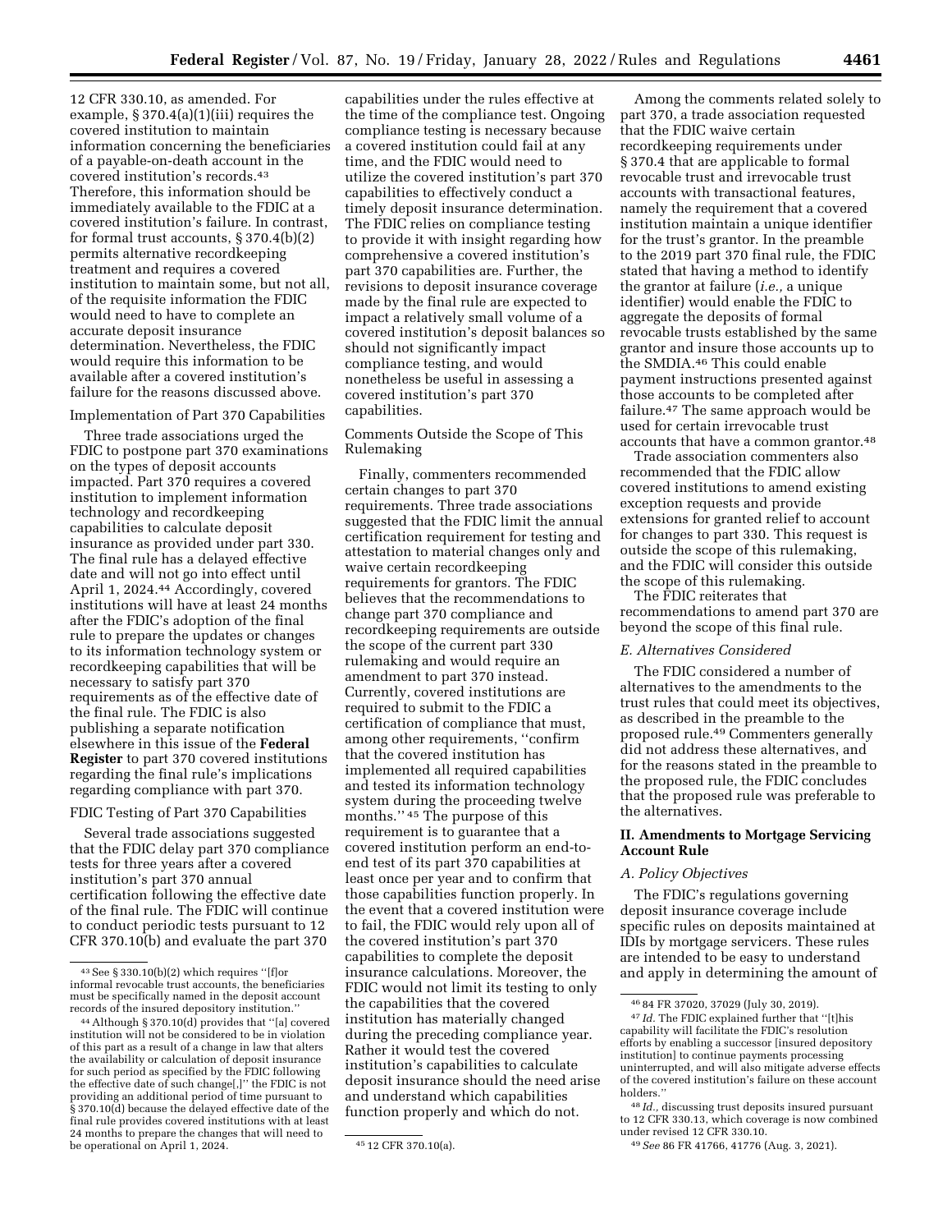12 CFR 330.10, as amended. For example, § 370.4(a)(1)(iii) requires the covered institution to maintain information concerning the beneficiaries of a payable-on-death account in the covered institution's records.[43] Therefore, this information should be immediately available to the FDIC at a covered institution's failure. In contrast, for formal trust accounts, § 370.4(b)(2) permits alternative recordkeeping treatment and requires a covered institution to maintain some, but not all, of the requisite information the FDIC would need to have to complete an accurate deposit insurance determination. Nevertheless, the FDIC would require this information to be available after a covered institution's failure for the reasons discussed above.

Implementation of Part 370 Capabilities

Three trade associations urged the FDIC to postpone part 370 examinations on the types of deposit accounts impacted. Part 370 requires a covered institution to implement information technology and recordkeeping capabilities to calculate deposit insurance as provided under part 330. The final rule has a delayed effective date and will not go into effect until April 1, 2024.[44] Accordingly, covered institutions will have at least 24 months after the FDIC's adoption of the final rule to prepare the updates or changes to its information technology system or recordkeeping capabilities that will be necessary to satisfy part 370 requirements as of the effective date of the final rule. The FDIC is also publishing a separate notification elsewhere in this issue of the **Federal Register** to part 370 covered institutions regarding the final rule's implications regarding compliance with part 370.

FDIC Testing of Part 370 Capabilities

Several trade associations suggested that the FDIC delay part 370 compliance tests for three years after a covered institution's part 370 annual certification following the effective date of the final rule. The FDIC will continue to conduct periodic tests pursuant to 12 CFR 370.10(b) and evaluate the part 370 capabilities under the rules effective at the time of the compliance test. Ongoing compliance testing is necessary because a covered institution could fail at any time, and the FDIC would need to utilize the covered institution's part 370 capabilities to effectively conduct a timely deposit insurance determination. The FDIC relies on compliance testing to provide it with insight regarding how comprehensive a covered institution's part 370 capabilities are. Further, the revisions to deposit insurance coverage made by the final rule are expected to impact a relatively small volume of a covered institution's deposit balances so should not significantly impact compliance testing, and would nonetheless be useful in assessing a covered institution's part 370 capabilities.

Comments Outside the Scope of This Rulemaking

Finally, commenters recommended certain changes to part 370 requirements. Three trade associations suggested that the FDIC limit the annual certification requirement for testing and attestation to material changes only and waive certain recordkeeping requirements for grantors. The FDIC believes that the recommendations to change part 370 compliance and recordkeeping requirements are outside the scope of the current part 330 rulemaking and would require an amendment to part 370 instead. Currently, covered institutions are required to submit to the FDIC a certification of compliance that must, among other requirements, "confirm that the covered institution has implemented all required capabilities and tested its information technology system during the proceeding twelve months." [45] The purpose of this requirement is to guarantee that a covered institution perform an end-to-end test of its part 370 capabilities at least once per year and to confirm that those capabilities function properly. In the event that a covered institution were to fail, the FDIC would rely upon all of the covered institution's part 370 capabilities to complete the deposit insurance calculations. Moreover, the FDIC would not limit its testing to only the capabilities that the covered institution has materially changed during the preceding compliance year. Rather it would test the covered institution's capabilities to calculate deposit insurance should the need arise and understand which capabilities function properly and which do not.

Among the comments related solely to part 370, a trade association requested that the FDIC waive certain recordkeeping requirements under § 370.4 that are applicable to formal revocable trust and irrevocable trust accounts with transactional features, namely the requirement that a covered institution maintain a unique identifier for the trust's grantor. In the preamble to the 2019 part 370 final rule, the FDIC stated that having a method to identify the grantor at failure (*i.e.,* a unique identifier) would enable the FDIC to aggregate the deposits of formal revocable trusts established by the same grantor and insure those accounts up to the SMDIA.[46] This could enable payment instructions presented against those accounts to be completed after failure.[47] The same approach would be used for certain irrevocable trust accounts that have a common grantor.[48]

Trade association commenters also recommended that the FDIC allow covered institutions to amend existing exception requests and provide extensions for granted relief to account for changes to part 330. This request is outside the scope of this rulemaking, and the FDIC will consider this outside the scope of this rulemaking.

The FDIC reiterates that recommendations to amend part 370 are beyond the scope of this final rule.

*E. Alternatives Considered*

The FDIC considered a number of alternatives to the amendments to the trust rules that could meet its objectives, as described in the preamble to the proposed rule.[49] Commenters generally did not address these alternatives, and for the reasons stated in the preamble to the proposed rule, the FDIC concludes that the proposed rule was preferable to the alternatives.

## II. Amendments to Mortgage Servicing Account Rule

*A. Policy Objectives*

The FDIC's regulations governing deposit insurance coverage include specific rules on deposits maintained at IDIs by mortgage servicers. These rules are intended to be easy to understand and apply in determining the amount of

---

[43] See § 330.10(b)(2) which requires "[f]or informal revocable trust accounts, the beneficiaries must be specifically named in the deposit account records of the insured depository institution."

[44] Although § 370.10(d) provides that "[a] covered institution will not be considered to be in violation of this part as a result of a change in law that alters the availability or calculation of deposit insurance for such period as specified by the FDIC following the effective date of such change[,]" the FDIC is not providing an additional period of time pursuant to § 370.10(d) because the delayed effective date of the final rule provides covered institutions with at least 24 months to prepare the changes that will need to be operational on April 1, 2024.

[45] 12 CFR 370.10(a).

[46] 84 FR 37020, 37029 (July 30, 2019).

[47] *Id.* The FDIC explained further that "[t]his capability will facilitate the FDIC's resolution efforts by enabling a successor [insured depository institution] to continue payments processing uninterrupted, and will also mitigate adverse effects of the covered institution's failure on these account holders."

[48] *Id.,* discussing trust deposits insured pursuant to 12 CFR 330.13, which coverage is now combined under revised 12 CFR 330.10.

[49] *See* 86 FR 41766, 41776 (Aug. 3, 2021).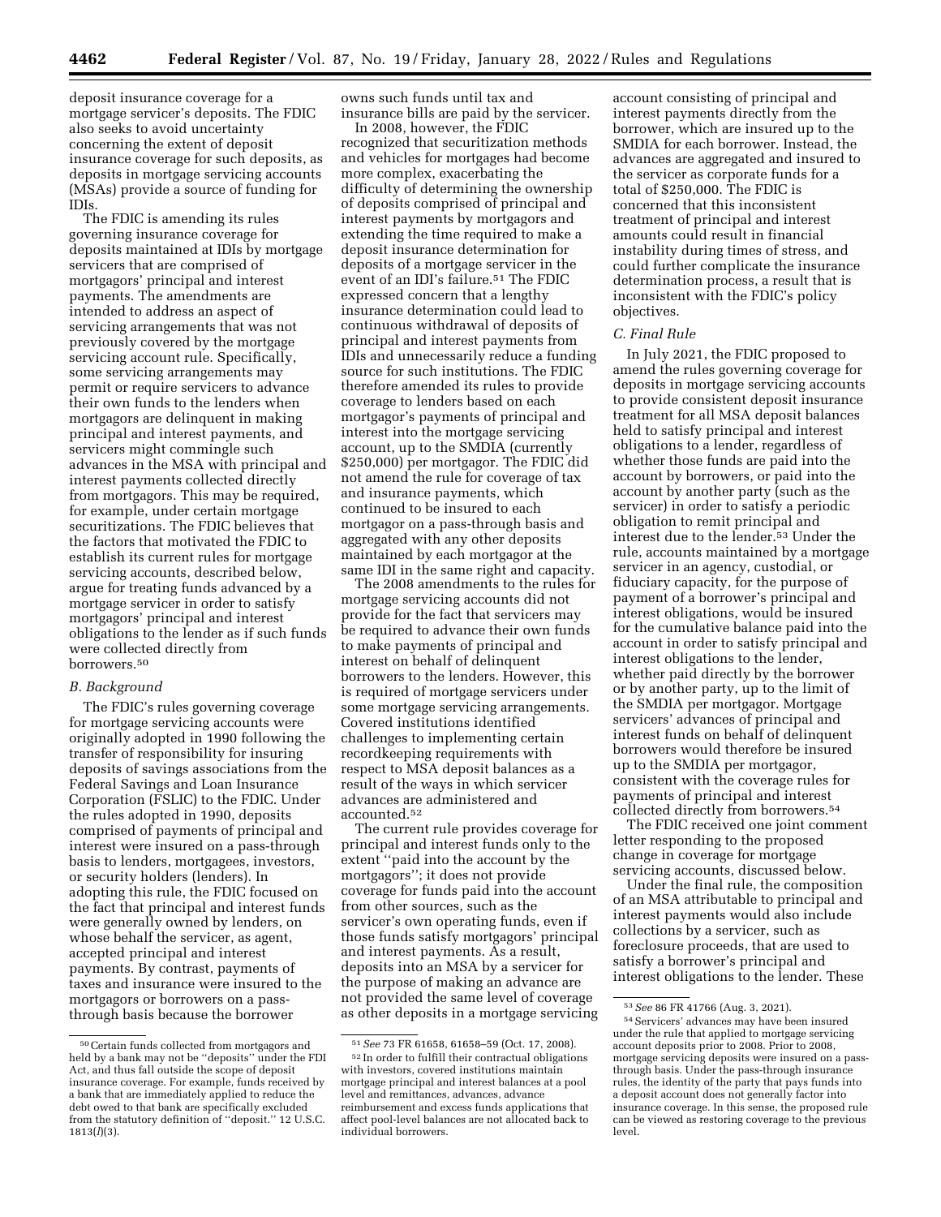deposit insurance coverage for a mortgage servicer's deposits. The FDIC also seeks to avoid uncertainty concerning the extent of deposit insurance coverage for such deposits, as deposits in mortgage servicing accounts (MSAs) provide a source of funding for IDIs.

The FDIC is amending its rules governing insurance coverage for deposits maintained at IDIs by mortgage servicers that are comprised of mortgagors' principal and interest payments. The amendments are intended to address an aspect of servicing arrangements that was not previously covered by the mortgage servicing account rule. Specifically, some servicing arrangements may permit or require servicers to advance their own funds to the lenders when mortgagors are delinquent in making principal and interest payments, and servicers might commingle such advances in the MSA with principal and interest payments collected directly from mortgagors. This may be required, for example, under certain mortgage securitizations. The FDIC believes that the factors that motivated the FDIC to establish its current rules for mortgage servicing accounts, described below, argue for treating funds advanced by a mortgage servicer in order to satisfy mortgagors' principal and interest obligations to the lender as if such funds were collected directly from borrowers.[50]

### B. Background

The FDIC's rules governing coverage for mortgage servicing accounts were originally adopted in 1990 following the transfer of responsibility for insuring deposits of savings associations from the Federal Savings and Loan Insurance Corporation (FSLIC) to the FDIC. Under the rules adopted in 1990, deposits comprised of payments of principal and interest were insured on a pass-through basis to lenders, mortgagees, investors, or security holders (lenders). In adopting this rule, the FDIC focused on the fact that principal and interest funds were generally owned by lenders, on whose behalf the servicer, as agent, accepted principal and interest payments. By contrast, payments of taxes and insurance were insured to the mortgagors or borrowers on a pass-through basis because the borrower owns such funds until tax and insurance bills are paid by the servicer.

In 2008, however, the FDIC recognized that securitization methods and vehicles for mortgages had become more complex, exacerbating the difficulty of determining the ownership of deposits comprised of principal and interest payments by mortgagors and extending the time required to make a deposit insurance determination for deposits of a mortgage servicer in the event of an IDI's failure.[51] The FDIC expressed concern that a lengthy insurance determination could lead to continuous withdrawal of deposits of principal and interest payments from IDIs and unnecessarily reduce a funding source for such institutions. The FDIC therefore amended its rules to provide coverage to lenders based on each mortgagor's payments of principal and interest into the mortgage servicing account, up to the SMDIA (currently $250,000) per mortgagor. The FDIC did not amend the rule for coverage of tax and insurance payments, which continued to be insured to each mortgagor on a pass-through basis and aggregated with any other deposits maintained by each mortgagor at the same IDI in the same right and capacity.

The 2008 amendments to the rules for mortgage servicing accounts did not provide for the fact that servicers may be required to advance their own funds to make payments of principal and interest on behalf of delinquent borrowers to the lenders. However, this is required of mortgage servicers under some mortgage servicing arrangements. Covered institutions identified challenges to implementing certain recordkeeping requirements with respect to MSA deposit balances as a result of the ways in which servicer advances are administered and accounted.[52]

The current rule provides coverage for principal and interest funds only to the extent "paid into the account by the mortgagors"; it does not provide coverage for funds paid into the account from other sources, such as the servicer's own operating funds, even if those funds satisfy mortgagors' principal and interest payments. As a result, deposits into an MSA by a servicer for the purpose of making an advance are not provided the same level of coverage as other deposits in a mortgage servicing account consisting of principal and interest payments directly from the borrower, which are insured up to the SMDIA for each borrower. Instead, the advances are aggregated and insured to the servicer as corporate funds for a total of $250,000. The FDIC is concerned that this inconsistent treatment of principal and interest amounts could result in financial instability during times of stress, and could further complicate the insurance determination process, a result that is inconsistent with the FDIC's policy objectives.

### C. Final Rule

In July 2021, the FDIC proposed to amend the rules governing coverage for deposits in mortgage servicing accounts to provide consistent deposit insurance treatment for all MSA deposit balances held to satisfy principal and interest obligations to a lender, regardless of whether those funds are paid into the account by borrowers, or paid into the account by another party (such as the servicer) in order to satisfy a periodic obligation to remit principal and interest due to the lender.[53] Under the rule, accounts maintained by a mortgage servicer in an agency, custodial, or fiduciary capacity, for the purpose of payment of a borrower's principal and interest obligations, would be insured for the cumulative balance paid into the account in order to satisfy principal and interest obligations to the lender, whether paid directly by the borrower or by another party, up to the limit of the SMDIA per mortgagor. Mortgage servicers' advances of principal and interest funds on behalf of delinquent borrowers would therefore be insured up to the SMDIA per mortgagor, consistent with the coverage rules for payments of principal and interest collected directly from borrowers.[54]

The FDIC received one joint comment letter responding to the proposed change in coverage for mortgage servicing accounts, discussed below.

Under the final rule, the composition of an MSA attributable to principal and interest payments would also include collections by a servicer, such as foreclosure proceeds, that are used to satisfy a borrower's principal and interest obligations to the lender. These

---

[50] Certain funds collected from mortgagors and held by a bank may not be "deposits" under the FDI Act, and thus fall outside the scope of deposit insurance coverage. For example, funds received by a bank that are immediately applied to reduce the debt owed to that bank are specifically excluded from the statutory definition of "deposit." 12 U.S.C. 1813(*l*)(3).

[51] *See* 73 FR 61658, 61658–59 (Oct. 17, 2008).

[52] In order to fulfill their contractual obligations with investors, covered institutions maintain mortgage principal and interest balances at a pool level and remittances, advances, advance reimbursement and excess funds applications that affect pool-level balances are not allocated back to individual borrowers.

[53] *See* 86 FR 41766 (Aug. 3, 2021).

[54] Servicers' advances may have been insured under the rule that applied to mortgage servicing account deposits prior to 2008. Prior to 2008, mortgage servicing deposits were insured on a pass-through basis. Under the pass-through insurance rules, the identity of the party that pays funds into a deposit account does not generally factor into insurance coverage. In this sense, the proposed rule can be viewed as restoring coverage to the previous level.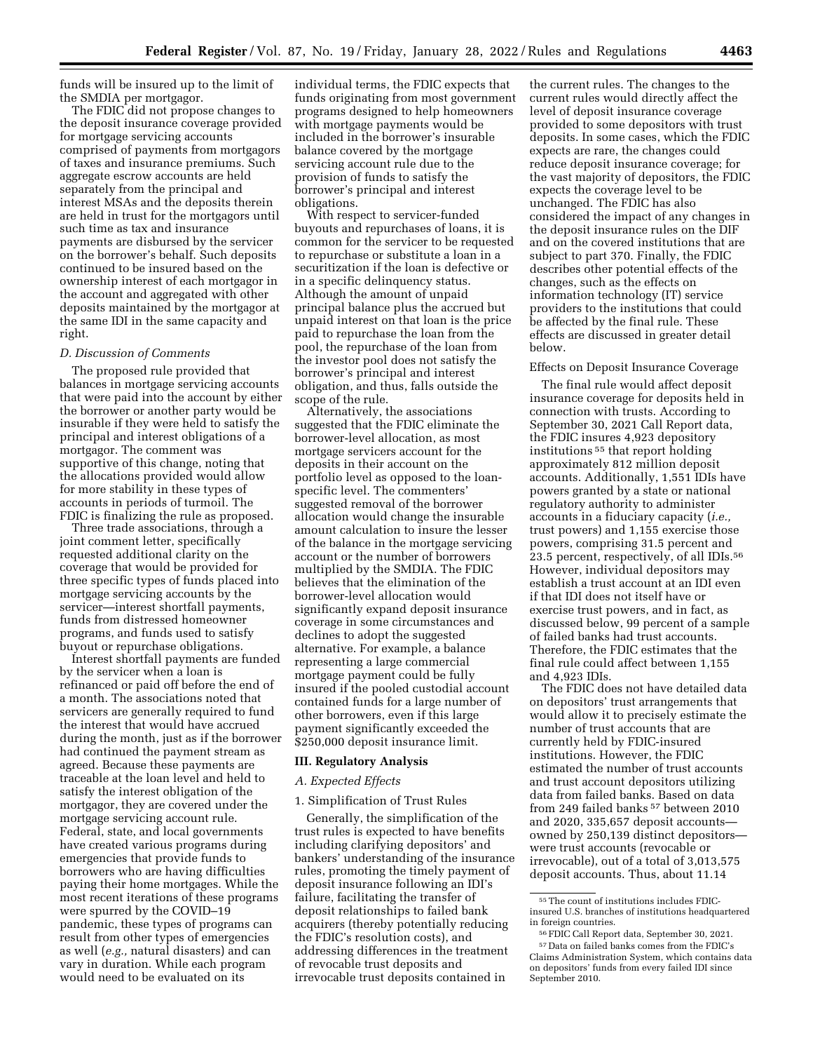funds will be insured up to the limit of the SMDIA per mortgagor.

The FDIC did not propose changes to the deposit insurance coverage provided for mortgage servicing accounts comprised of payments from mortgagors of taxes and insurance premiums. Such aggregate escrow accounts are held separately from the principal and interest MSAs and the deposits therein are held in trust for the mortgagors until such time as tax and insurance payments are disbursed by the servicer on the borrower's behalf. Such deposits continued to be insured based on the ownership interest of each mortgagor in the account and aggregated with other deposits maintained by the mortgagor at the same IDI in the same capacity and right.

### *D. Discussion of Comments*

The proposed rule provided that balances in mortgage servicing accounts that were paid into the account by either the borrower or another party would be insurable if they were held to satisfy the principal and interest obligations of a mortgagor. The comment was supportive of this change, noting that the allocations provided would allow for more stability in these types of accounts in periods of turmoil. The FDIC is finalizing the rule as proposed.

Three trade associations, through a joint comment letter, specifically requested additional clarity on the coverage that would be provided for three specific types of funds placed into mortgage servicing accounts by the servicer—interest shortfall payments, funds from distressed homeowner programs, and funds used to satisfy buyout or repurchase obligations.

Interest shortfall payments are funded by the servicer when a loan is refinanced or paid off before the end of a month. The associations noted that servicers are generally required to fund the interest that would have accrued during the month, just as if the borrower had continued the payment stream as agreed. Because these payments are traceable at the loan level and held to satisfy the interest obligation of the mortgagor, they are covered under the mortgage servicing account rule. Federal, state, and local governments have created various programs during emergencies that provide funds to borrowers who are having difficulties paying their home mortgages. While the most recent iterations of these programs were spurred by the COVID–19 pandemic, these types of programs can result from other types of emergencies as well (*e.g.,* natural disasters) and can vary in duration. While each program would need to be evaluated on its individual terms, the FDIC expects that funds originating from most government programs designed to help homeowners with mortgage payments would be included in the borrower's insurable balance covered by the mortgage servicing account rule due to the provision of funds to satisfy the borrower's principal and interest obligations.

With respect to servicer-funded buyouts and repurchases of loans, it is common for the servicer to be requested to repurchase or substitute a loan in a securitization if the loan is defective or in a specific delinquency status. Although the amount of unpaid principal balance plus the accrued but unpaid interest on that loan is the price paid to repurchase the loan from the pool, the repurchase of the loan from the investor pool does not satisfy the borrower's principal and interest obligation, and thus, falls outside the scope of the rule.

Alternatively, the associations suggested that the FDIC eliminate the borrower-level allocation, as most mortgage servicers account for the deposits in their account on the portfolio level as opposed to the loan-specific level. The commenters' suggested removal of the borrower allocation would change the insurable amount calculation to insure the lesser of the balance in the mortgage servicing account or the number of borrowers multiplied by the SMDIA. The FDIC believes that the elimination of the borrower-level allocation would significantly expand deposit insurance coverage in some circumstances and declines to adopt the suggested alternative. For example, a balance representing a large commercial mortgage payment could be fully insured if the pooled custodial account contained funds for a large number of other borrowers, even if this large payment significantly exceeded the $250,000 deposit insurance limit.

## III. Regulatory Analysis

### *A. Expected Effects*

#### 1. Simplification of Trust Rules

Generally, the simplification of the trust rules is expected to have benefits including clarifying depositors' and bankers' understanding of the insurance rules, promoting the timely payment of deposit insurance following an IDI's failure, facilitating the transfer of deposit relationships to failed bank acquirers (thereby potentially reducing the FDIC's resolution costs), and addressing differences in the treatment of revocable trust deposits and irrevocable trust deposits contained in the current rules. The changes to the current rules would directly affect the level of deposit insurance coverage provided to some depositors with trust deposits. In some cases, which the FDIC expects are rare, the changes could reduce deposit insurance coverage; for the vast majority of depositors, the FDIC expects the coverage level to be unchanged. The FDIC has also considered the impact of any changes in the deposit insurance rules on the DIF and on the covered institutions that are subject to part 370. Finally, the FDIC describes other potential effects of the changes, such as the effects on information technology (IT) service providers to the institutions that could be affected by the final rule. These effects are discussed in greater detail below.

Effects on Deposit Insurance Coverage

The final rule would affect deposit insurance coverage for deposits held in connection with trusts. According to September 30, 2021 Call Report data, the FDIC insures 4,923 depository institutions [55] that report holding approximately 812 million deposit accounts. Additionally, 1,551 IDIs have powers granted by a state or national regulatory authority to administer accounts in a fiduciary capacity (*i.e.,* trust powers) and 1,155 exercise those powers, comprising 31.5 percent and 23.5 percent, respectively, of all IDIs.[56] However, individual depositors may establish a trust account at an IDI even if that IDI does not itself have or exercise trust powers, and in fact, as discussed below, 99 percent of a sample of failed banks had trust accounts. Therefore, the FDIC estimates that the final rule could affect between 1,155 and 4,923 IDIs.

The FDIC does not have detailed data on depositors' trust arrangements that would allow it to precisely estimate the number of trust accounts that are currently held by FDIC-insured institutions. However, the FDIC estimated the number of trust accounts and trust account depositors utilizing data from failed banks. Based on data from 249 failed banks [57] between 2010 and 2020, 335,657 deposit accounts—owned by 250,139 distinct depositors—were trust accounts (revocable or irrevocable), out of a total of 3,013,575 deposit accounts. Thus, about 11.14

[55] The count of institutions includes FDIC-insured U.S. branches of institutions headquartered in foreign countries.

[56] FDIC Call Report data, September 30, 2021.

[57] Data on failed banks comes from the FDIC's Claims Administration System, which contains data on depositors' funds from every failed IDI since September 2010.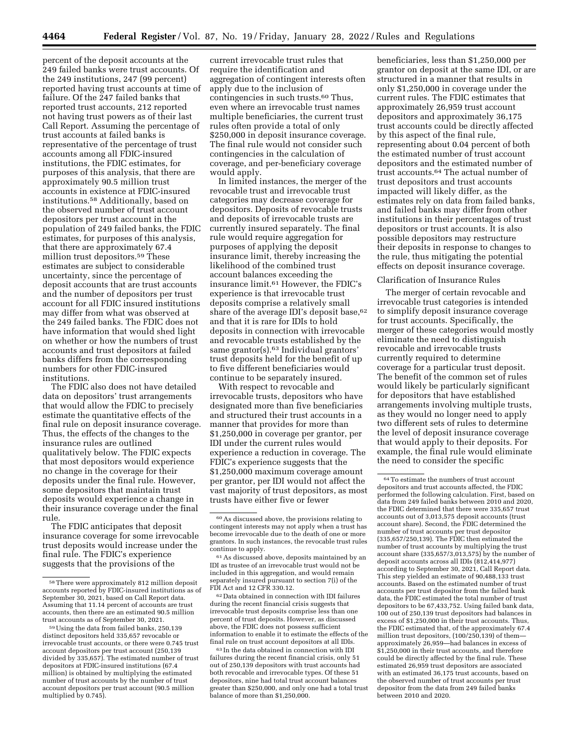percent of the deposit accounts at the 249 failed banks were trust accounts. Of the 249 institutions, 247 (99 percent) reported having trust accounts at time of failure. Of the 247 failed banks that reported trust accounts, 212 reported not having trust powers as of their last Call Report. Assuming the percentage of trust accounts at failed banks is representative of the percentage of trust accounts among all FDIC-insured institutions, the FDIC estimates, for purposes of this analysis, that there are approximately 90.5 million trust accounts in existence at FDIC-insured institutions.[58] Additionally, based on the observed number of trust account depositors per trust account in the population of 249 failed banks, the FDIC estimates, for purposes of this analysis, that there are approximately 67.4 million trust depositors.[59] These estimates are subject to considerable uncertainty, since the percentage of deposit accounts that are trust accounts and the number of depositors per trust account for all FDIC insured institutions may differ from what was observed at the 249 failed banks. The FDIC does not have information that would shed light on whether or how the numbers of trust accounts and trust depositors at failed banks differs from the corresponding numbers for other FDIC-insured institutions.

The FDIC also does not have detailed data on depositors' trust arrangements that would allow the FDIC to precisely estimate the quantitative effects of the final rule on deposit insurance coverage. Thus, the effects of the changes to the insurance rules are outlined qualitatively below. The FDIC expects that most depositors would experience no change in the coverage for their deposits under the final rule. However, some depositors that maintain trust deposits would experience a change in their insurance coverage under the final rule.

The FDIC anticipates that deposit insurance coverage for some irrevocable trust deposits would increase under the final rule. The FDIC's experience suggests that the provisions of the current irrevocable trust rules that require the identification and aggregation of contingent interests often apply due to the inclusion of contingencies in such trusts.[60] Thus, even where an irrevocable trust names multiple beneficiaries, the current trust rules often provide a total of only $250,000 in deposit insurance coverage. The final rule would not consider such contingencies in the calculation of coverage, and per-beneficiary coverage would apply.

In limited instances, the merger of the revocable trust and irrevocable trust categories may decrease coverage for depositors. Deposits of revocable trusts and deposits of irrevocable trusts are currently insured separately. The final rule would require aggregation for purposes of applying the deposit insurance limit, thereby increasing the likelihood of the combined trust account balances exceeding the insurance limit.[61] However, the FDIC's experience is that irrevocable trust deposits comprise a relatively small share of the average IDI's deposit base,[62] and that it is rare for IDIs to hold deposits in connection with irrevocable and revocable trusts established by the same grantor(s).[63] Individual grantors' trust deposits held for the benefit of up to five different beneficiaries would continue to be separately insured.

With respect to revocable and irrevocable trusts, depositors who have designated more than five beneficiaries and structured their trust accounts in a manner that provides for more than $1,250,000 in coverage per grantor, per IDI under the current rules would experience a reduction in coverage. The FDIC's experience suggests that the $1,250,000 maximum coverage amount per grantor, per IDI would not affect the vast majority of trust depositors, as most trusts have either five or fewer beneficiaries, less than $1,250,000 per grantor on deposit at the same IDI, or are structured in a manner that results in only $1,250,000 in coverage under the current rules. The FDIC estimates that approximately 26,959 trust account depositors and approximately 36,175 trust accounts could be directly affected by this aspect of the final rule, representing about 0.04 percent of both the estimated number of trust account depositors and the estimated number of trust accounts.[64] The actual number of trust depositors and trust accounts impacted will likely differ, as the estimates rely on data from failed banks, and failed banks may differ from other institutions in their percentages of trust depositors or trust accounts. It is also possible depositors may restructure their deposits in response to changes to the rule, thus mitigating the potential effects on deposit insurance coverage.

Clarification of Insurance Rules

The merger of certain revocable and irrevocable trust categories is intended to simplify deposit insurance coverage for trust accounts. Specifically, the merger of these categories would mostly eliminate the need to distinguish revocable and irrevocable trusts currently required to determine coverage for a particular trust deposit. The benefit of the common set of rules would likely be particularly significant for depositors that have established arrangements involving multiple trusts, as they would no longer need to apply two different sets of rules to determine the level of deposit insurance coverage that would apply to their deposits. For example, the final rule would eliminate the need to consider the specific

---

[58] There were approximately 812 million deposit accounts reported by FDIC-insured institutions as of September 30, 2021, based on Call Report data. Assuming that 11.14 percent of accounts are trust accounts, then there are an estimated 90.5 million trust accounts as of September 30, 2021.

[59] Using the data from failed banks, 250,139 distinct depositors held 335,657 revocable or irrevocable trust accounts, or there were 0.745 trust account depositors per trust account (250,139 divided by 335,657). The estimated number of trust depositors at FDIC-insured institutions (67.4 million) is obtained by multiplying the estimated number of trust accounts by the number of trust account depositors per trust account (90.5 million multiplied by 0.745).

[60] As discussed above, the provisions relating to contingent interests may not apply when a trust has become irrevocable due to the death of one or more grantors. In such instances, the revocable trust rules continue to apply.

[61] As discussed above, deposits maintained by an IDI as trustee of an irrevocable trust would not be included in this aggregation, and would remain separately insured pursuant to section 7(i) of the FDI Act and 12 CFR 330.12.

[62] Data obtained in connection with IDI failures during the recent financial crisis suggests that irrevocable trust deposits comprise less than one percent of trust deposits. However, as discussed above, the FDIC does not possess sufficient information to enable it to estimate the effects of the final rule on trust account depositors at all IDIs.

[63] In the data obtained in connection with IDI failures during the recent financial crisis, only 51 out of 250,139 depositors with trust accounts had both revocable and irrevocable types. Of these 51 depositors, nine had total trust account balances greater than $250,000, and only one had a total trust balance of more than $1,250,000.

[64] To estimate the numbers of trust account depositors and trust accounts affected, the FDIC performed the following calculation. First, based on data from 249 failed banks between 2010 and 2020, the FDIC determined that there were 335,657 trust accounts out of 3,013,575 deposit accounts (trust account share). Second, the FDIC determined the number of trust accounts per trust depositor (335,657/250,139). The FDIC then estimated the number of trust accounts by multiplying the trust account share (335,657/3,013,575) by the number of deposit accounts across all IDIs (812,414,977) according to September 30, 2021, Call Report data. This step yielded an estimate of 90,488,133 trust accounts. Based on the estimated number of trust accounts per trust depositor from the failed bank data, the FDIC estimated the total number of trust depositors to be 67,433,752. Using failed bank data, 100 out of 250,139 trust depositors had balances in excess of $1,250,000 in their trust accounts. Thus, the FDIC estimated that, of the approximately 67.4 million trust depositors, (100/250,139) of them—approximately 26,959—had balances in excess of $1,250,000 in their trust accounts, and therefore could be directly affected by the final rule. These estimated 26,959 trust depositors are associated with an estimated 36,175 trust accounts, based on the observed number of trust accounts per trust depositor from the data from 249 failed banks between 2010 and 2020.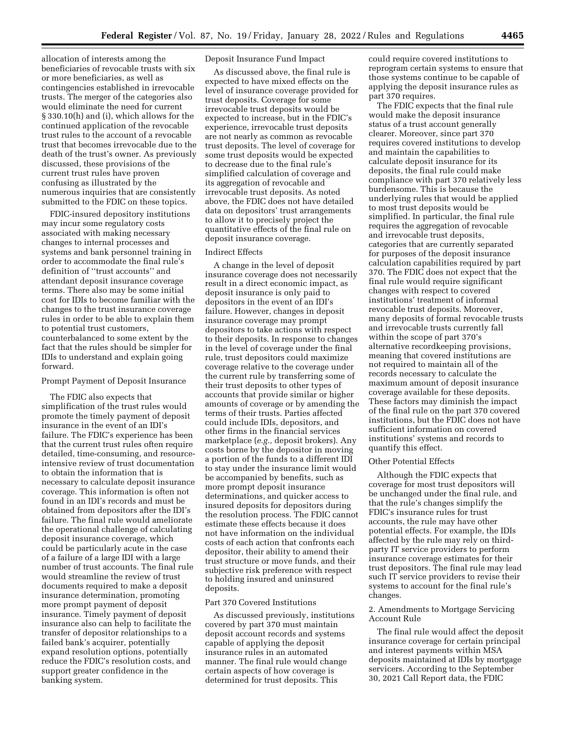allocation of interests among the beneficiaries of revocable trusts with six or more beneficiaries, as well as contingencies established in irrevocable trusts. The merger of the categories also would eliminate the need for current § 330.10(h) and (i), which allows for the continued application of the revocable trust rules to the account of a revocable trust that becomes irrevocable due to the death of the trust's owner. As previously discussed, these provisions of the current trust rules have proven confusing as illustrated by the numerous inquiries that are consistently submitted to the FDIC on these topics.

FDIC-insured depository institutions may incur some regulatory costs associated with making necessary changes to internal processes and systems and bank personnel training in order to accommodate the final rule's definition of ''trust accounts'' and attendant deposit insurance coverage terms. There also may be some initial cost for IDIs to become familiar with the changes to the trust insurance coverage rules in order to be able to explain them to potential trust customers, counterbalanced to some extent by the fact that the rules should be simpler for IDIs to understand and explain going forward.

Prompt Payment of Deposit Insurance

The FDIC also expects that simplification of the trust rules would promote the timely payment of deposit insurance in the event of an IDI's failure. The FDIC's experience has been that the current trust rules often require detailed, time-consuming, and resource-intensive review of trust documentation to obtain the information that is necessary to calculate deposit insurance coverage. This information is often not found in an IDI's records and must be obtained from depositors after the IDI's failure. The final rule would ameliorate the operational challenge of calculating deposit insurance coverage, which could be particularly acute in the case of a failure of a large IDI with a large number of trust accounts. The final rule would streamline the review of trust documents required to make a deposit insurance determination, promoting more prompt payment of deposit insurance. Timely payment of deposit insurance also can help to facilitate the transfer of depositor relationships to a failed bank's acquirer, potentially expand resolution options, potentially reduce the FDIC's resolution costs, and support greater confidence in the banking system.

Deposit Insurance Fund Impact

As discussed above, the final rule is expected to have mixed effects on the level of insurance coverage provided for trust deposits. Coverage for some irrevocable trust deposits would be expected to increase, but in the FDIC's experience, irrevocable trust deposits are not nearly as common as revocable trust deposits. The level of coverage for some trust deposits would be expected to decrease due to the final rule's simplified calculation of coverage and its aggregation of revocable and irrevocable trust deposits. As noted above, the FDIC does not have detailed data on depositors' trust arrangements to allow it to precisely project the quantitative effects of the final rule on deposit insurance coverage.

Indirect Effects

A change in the level of deposit insurance coverage does not necessarily result in a direct economic impact, as deposit insurance is only paid to depositors in the event of an IDI's failure. However, changes in deposit insurance coverage may prompt depositors to take actions with respect to their deposits. In response to changes in the level of coverage under the final rule, trust depositors could maximize coverage relative to the coverage under the current rule by transferring some of their trust deposits to other types of accounts that provide similar or higher amounts of coverage or by amending the terms of their trusts. Parties affected could include IDIs, depositors, and other firms in the financial services marketplace (*e.g.,* deposit brokers). Any costs borne by the depositor in moving a portion of the funds to a different IDI to stay under the insurance limit would be accompanied by benefits, such as more prompt deposit insurance determinations, and quicker access to insured deposits for depositors during the resolution process. The FDIC cannot estimate these effects because it does not have information on the individual costs of each action that confronts each depositor, their ability to amend their trust structure or move funds, and their subjective risk preference with respect to holding insured and uninsured deposits.

Part 370 Covered Institutions

As discussed previously, institutions covered by part 370 must maintain deposit account records and systems capable of applying the deposit insurance rules in an automated manner. The final rule would change certain aspects of how coverage is determined for trust deposits. This could require covered institutions to reprogram certain systems to ensure that those systems continue to be capable of applying the deposit insurance rules as part 370 requires.

The FDIC expects that the final rule would make the deposit insurance status of a trust account generally clearer. Moreover, since part 370 requires covered institutions to develop and maintain the capabilities to calculate deposit insurance for its deposits, the final rule could make compliance with part 370 relatively less burdensome. This is because the underlying rules that would be applied to most trust deposits would be simplified. In particular, the final rule requires the aggregation of revocable and irrevocable trust deposits, categories that are currently separated for purposes of the deposit insurance calculation capabilities required by part 370. The FDIC does not expect that the final rule would require significant changes with respect to covered institutions' treatment of informal revocable trust deposits. Moreover, many deposits of formal revocable trusts and irrevocable trusts currently fall within the scope of part 370's alternative recordkeeping provisions, meaning that covered institutions are not required to maintain all of the records necessary to calculate the maximum amount of deposit insurance coverage available for these deposits. These factors may diminish the impact of the final rule on the part 370 covered institutions, but the FDIC does not have sufficient information on covered institutions' systems and records to quantify this effect.

Other Potential Effects

Although the FDIC expects that coverage for most trust depositors will be unchanged under the final rule, and that the rule's changes simplify the FDIC's insurance rules for trust accounts, the rule may have other potential effects. For example, the IDIs affected by the rule may rely on third-party IT service providers to perform insurance coverage estimates for their trust depositors. The final rule may lead such IT service providers to revise their systems to account for the final rule's changes.

2. Amendments to Mortgage Servicing Account Rule

The final rule would affect the deposit insurance coverage for certain principal and interest payments within MSA deposits maintained at IDIs by mortgage servicers. According to the September 30, 2021 Call Report data, the FDIC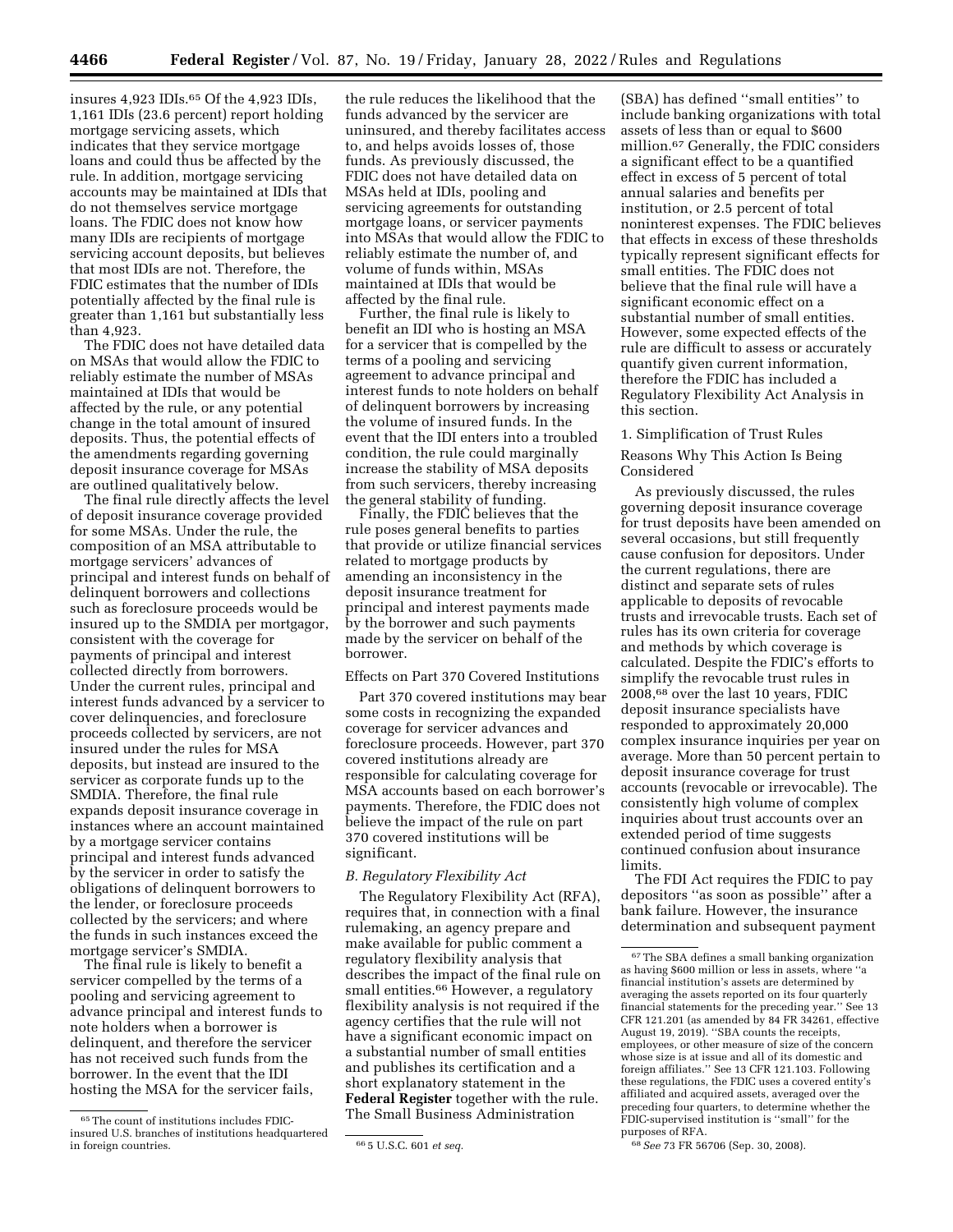insures 4,923 IDIs.[65] Of the 4,923 IDIs, 1,161 IDIs (23.6 percent) report holding mortgage servicing assets, which indicates that they service mortgage loans and could thus be affected by the rule. In addition, mortgage servicing accounts may be maintained at IDIs that do not themselves service mortgage loans. The FDIC does not know how many IDIs are recipients of mortgage servicing account deposits, but believes that most IDIs are not. Therefore, the FDIC estimates that the number of IDIs potentially affected by the final rule is greater than 1,161 but substantially less than 4,923.

The FDIC does not have detailed data on MSAs that would allow the FDIC to reliably estimate the number of MSAs maintained at IDIs that would be affected by the rule, or any potential change in the total amount of insured deposits. Thus, the potential effects of the amendments regarding governing deposit insurance coverage for MSAs are outlined qualitatively below.

The final rule directly affects the level of deposit insurance coverage provided for some MSAs. Under the rule, the composition of an MSA attributable to mortgage servicers' advances of principal and interest funds on behalf of delinquent borrowers and collections such as foreclosure proceeds would be insured up to the SMDIA per mortgagor, consistent with the coverage for payments of principal and interest collected directly from borrowers. Under the current rules, principal and interest funds advanced by a servicer to cover delinquencies, and foreclosure proceeds collected by servicers, are not insured under the rules for MSA deposits, but instead are insured to the servicer as corporate funds up to the SMDIA. Therefore, the final rule expands deposit insurance coverage in instances where an account maintained by a mortgage servicer contains principal and interest funds advanced by the servicer in order to satisfy the obligations of delinquent borrowers to the lender, or foreclosure proceeds collected by the servicers; and where the funds in such instances exceed the mortgage servicer's SMDIA.

The final rule is likely to benefit a servicer compelled by the terms of a pooling and servicing agreement to advance principal and interest funds to note holders when a borrower is delinquent, and therefore the servicer has not received such funds from the borrower. In the event that the IDI hosting the MSA for the servicer fails, the rule reduces the likelihood that the funds advanced by the servicer are uninsured, and thereby facilitates access to, and helps avoids losses of, those funds. As previously discussed, the FDIC does not have detailed data on MSAs held at IDIs, pooling and servicing agreements for outstanding mortgage loans, or servicer payments into MSAs that would allow the FDIC to reliably estimate the number of, and volume of funds within, MSAs maintained at IDIs that would be affected by the final rule.

Further, the final rule is likely to benefit an IDI who is hosting an MSA for a servicer that is compelled by the terms of a pooling and servicing agreement to advance principal and interest funds to note holders on behalf of delinquent borrowers by increasing the volume of insured funds. In the event that the IDI enters into a troubled condition, the rule could marginally increase the stability of MSA deposits from such servicers, thereby increasing the general stability of funding.

Finally, the FDIC believes that the rule poses general benefits to parties that provide or utilize financial services related to mortgage products by amending an inconsistency in the deposit insurance treatment for principal and interest payments made by the borrower and such payments made by the servicer on behalf of the borrower.

Effects on Part 370 Covered Institutions

Part 370 covered institutions may bear some costs in recognizing the expanded coverage for servicer advances and foreclosure proceeds. However, part 370 covered institutions already are responsible for calculating coverage for MSA accounts based on each borrower's payments. Therefore, the FDIC does not believe the impact of the rule on part 370 covered institutions will be significant.

### *B. Regulatory Flexibility Act*

The Regulatory Flexibility Act (RFA), requires that, in connection with a final rulemaking, an agency prepare and make available for public comment a regulatory flexibility analysis that describes the impact of the final rule on small entities.[66] However, a regulatory flexibility analysis is not required if the agency certifies that the rule will not have a significant economic impact on a substantial number of small entities and publishes its certification and a short explanatory statement in the **Federal Register** together with the rule. The Small Business Administration (SBA) has defined ''small entities'' to include banking organizations with total assets of less than or equal to $600 million.[67] Generally, the FDIC considers a significant effect to be a quantified effect in excess of 5 percent of total annual salaries and benefits per institution, or 2.5 percent of total noninterest expenses. The FDIC believes that effects in excess of these thresholds typically represent significant effects for small entities. The FDIC does not believe that the final rule will have a significant economic effect on a substantial number of small entities. However, some expected effects of the rule are difficult to assess or accurately quantify given current information, therefore the FDIC has included a Regulatory Flexibility Act Analysis in this section.

1. Simplification of Trust Rules

Reasons Why This Action Is Being Considered

As previously discussed, the rules governing deposit insurance coverage for trust deposits have been amended on several occasions, but still frequently cause confusion for depositors. Under the current regulations, there are distinct and separate sets of rules applicable to deposits of revocable trusts and irrevocable trusts. Each set of rules has its own criteria for coverage and methods by which coverage is calculated. Despite the FDIC's efforts to simplify the revocable trust rules in 2008,[68] over the last 10 years, FDIC deposit insurance specialists have responded to approximately 20,000 complex insurance inquiries per year on average. More than 50 percent pertain to deposit insurance coverage for trust accounts (revocable or irrevocable). The consistently high volume of complex inquiries about trust accounts over an extended period of time suggests continued confusion about insurance limits.

The FDI Act requires the FDIC to pay depositors ''as soon as possible'' after a bank failure. However, the insurance determination and subsequent payment

---

[65] The count of institutions includes FDIC-insured U.S. branches of institutions headquartered in foreign countries.

[66] 5 U.S.C. 601 *et seq.*

[67] The SBA defines a small banking organization as having $600 million or less in assets, where ''a financial institution's assets are determined by averaging the assets reported on its four quarterly financial statements for the preceding year.'' See 13 CFR 121.201 (as amended by 84 FR 34261, effective August 19, 2019). ''SBA counts the receipts, employees, or other measure of size of the concern whose size is at issue and all of its domestic and foreign affiliates.'' See 13 CFR 121.103. Following these regulations, the FDIC uses a covered entity's affiliated and acquired assets, averaged over the preceding four quarters, to determine whether the FDIC-supervised institution is ''small'' for the purposes of RFA.

[68] *See* 73 FR 56706 (Sep. 30, 2008).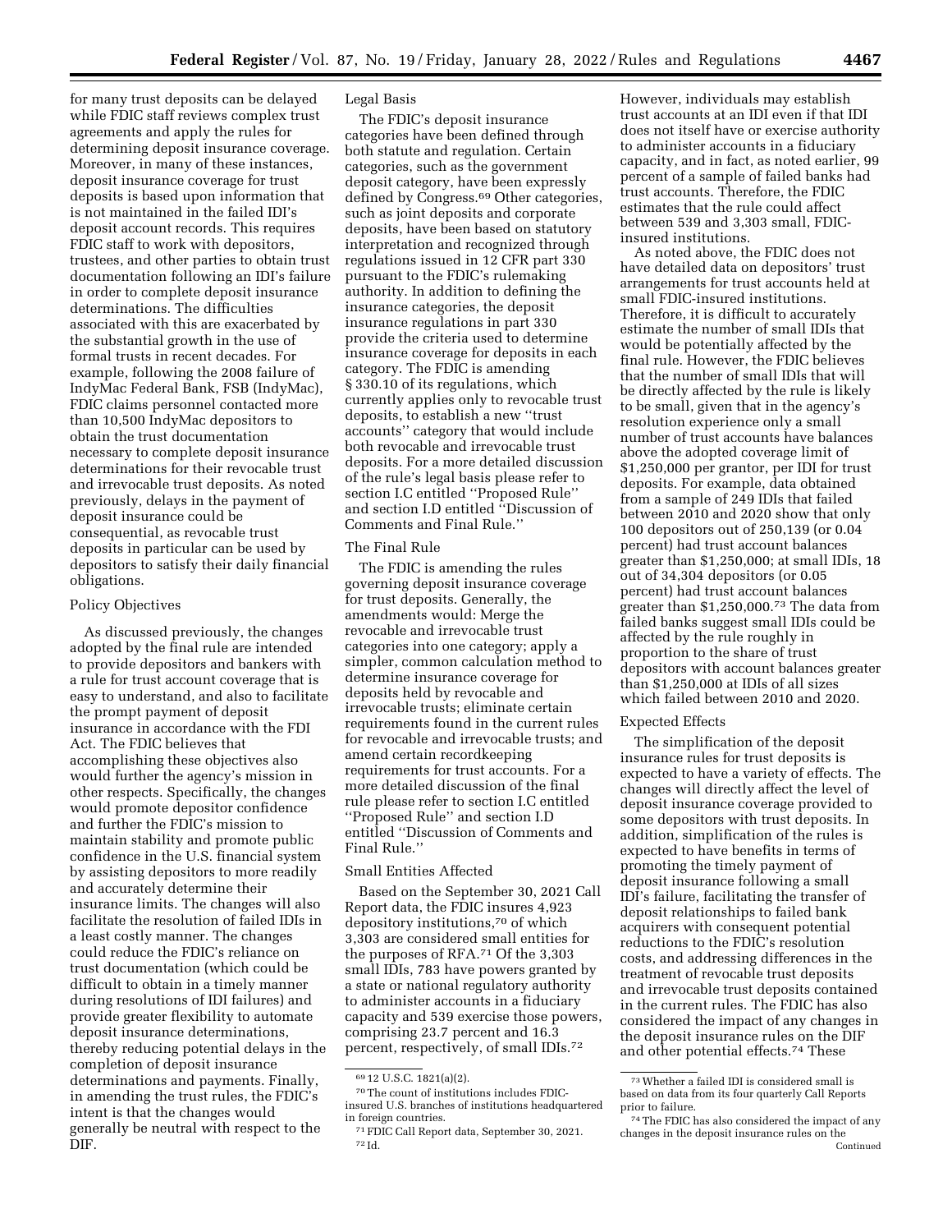for many trust deposits can be delayed while FDIC staff reviews complex trust agreements and apply the rules for determining deposit insurance coverage. Moreover, in many of these instances, deposit insurance coverage for trust deposits is based upon information that is not maintained in the failed IDI's deposit account records. This requires FDIC staff to work with depositors, trustees, and other parties to obtain trust documentation following an IDI's failure in order to complete deposit insurance determinations. The difficulties associated with this are exacerbated by the substantial growth in the use of formal trusts in recent decades. For example, following the 2008 failure of IndyMac Federal Bank, FSB (IndyMac), FDIC claims personnel contacted more than 10,500 IndyMac depositors to obtain the trust documentation necessary to complete deposit insurance determinations for their revocable trust and irrevocable trust deposits. As noted previously, delays in the payment of deposit insurance could be consequential, as revocable trust deposits in particular can be used by depositors to satisfy their daily financial obligations.

### Policy Objectives

As discussed previously, the changes adopted by the final rule are intended to provide depositors and bankers with a rule for trust account coverage that is easy to understand, and also to facilitate the prompt payment of deposit insurance in accordance with the FDI Act. The FDIC believes that accomplishing these objectives also would further the agency's mission in other respects. Specifically, the changes would promote depositor confidence and further the FDIC's mission to maintain stability and promote public confidence in the U.S. financial system by assisting depositors to more readily and accurately determine their insurance limits. The changes will also facilitate the resolution of failed IDIs in a least costly manner. The changes could reduce the FDIC's reliance on trust documentation (which could be difficult to obtain in a timely manner during resolutions of IDI failures) and provide greater flexibility to automate deposit insurance determinations, thereby reducing potential delays in the completion of deposit insurance determinations and payments. Finally, in amending the trust rules, the FDIC's intent is that the changes would generally be neutral with respect to the DIF.

### Legal Basis

The FDIC's deposit insurance categories have been defined through both statute and regulation. Certain categories, such as the government deposit category, have been expressly defined by Congress.[69] Other categories, such as joint deposits and corporate deposits, have been based on statutory interpretation and recognized through regulations issued in 12 CFR part 330 pursuant to the FDIC's rulemaking authority. In addition to defining the insurance categories, the deposit insurance regulations in part 330 provide the criteria used to determine insurance coverage for deposits in each category. The FDIC is amending § 330.10 of its regulations, which currently applies only to revocable trust deposits, to establish a new "trust accounts" category that would include both revocable and irrevocable trust deposits. For a more detailed discussion of the rule's legal basis please refer to section I.C entitled "Proposed Rule" and section I.D entitled "Discussion of Comments and Final Rule."

### The Final Rule

The FDIC is amending the rules governing deposit insurance coverage for trust deposits. Generally, the amendments would: Merge the revocable and irrevocable trust categories into one category; apply a simpler, common calculation method to determine insurance coverage for deposits held by revocable and irrevocable trusts; eliminate certain requirements found in the current rules for revocable and irrevocable trusts; and amend certain recordkeeping requirements for trust accounts. For a more detailed discussion of the final rule please refer to section I.C entitled "Proposed Rule" and section I.D entitled "Discussion of Comments and Final Rule."

### Small Entities Affected

Based on the September 30, 2021 Call Report data, the FDIC insures 4,923 depository institutions,[70] of which 3,303 are considered small entities for the purposes of RFA.[71] Of the 3,303 small IDIs, 783 have powers granted by a state or national regulatory authority to administer accounts in a fiduciary capacity and 539 exercise those powers, comprising 23.7 percent and 16.3 percent, respectively, of small IDIs.[72] However, individuals may establish trust accounts at an IDI even if that IDI does not itself have or exercise authority to administer accounts in a fiduciary capacity, and in fact, as noted earlier, 99 percent of a sample of failed banks had trust accounts. Therefore, the FDIC estimates that the rule could affect between 539 and 3,303 small, FDIC-insured institutions.

As noted above, the FDIC does not have detailed data on depositors' trust arrangements for trust accounts held at small FDIC-insured institutions. Therefore, it is difficult to accurately estimate the number of small IDIs that would be potentially affected by the final rule. However, the FDIC believes that the number of small IDIs that will be directly affected by the rule is likely to be small, given that in the agency's resolution experience only a small number of trust accounts have balances above the adopted coverage limit of $1,250,000 per grantor, per IDI for trust deposits. For example, data obtained from a sample of 249 IDIs that failed between 2010 and 2020 show that only 100 depositors out of 250,139 (or 0.04 percent) had trust account balances greater than $1,250,000; at small IDIs, 18 out of 34,304 depositors (or 0.05 percent) had trust account balances greater than $1,250,000.[73] The data from failed banks suggest small IDIs could be affected by the rule roughly in proportion to the share of trust depositors with account balances greater than $1,250,000 at IDIs of all sizes which failed between 2010 and 2020.

### Expected Effects

The simplification of the deposit insurance rules for trust deposits is expected to have a variety of effects. The changes will directly affect the level of deposit insurance coverage provided to some depositors with trust deposits. In addition, simplification of the rules is expected to have benefits in terms of promoting the timely payment of deposit insurance following a small IDI's failure, facilitating the transfer of deposit relationships to failed bank acquirers with consequent potential reductions to the FDIC's resolution costs, and addressing differences in the treatment of revocable trust deposits and irrevocable trust deposits contained in the current rules. The FDIC has also considered the impact of any changes in the deposit insurance rules on the DIF and other potential effects.[74] These

---

[69] 12 U.S.C. 1821(a)(2).

[70] The count of institutions includes FDIC-insured U.S. branches of institutions headquartered in foreign countries.

[71] FDIC Call Report data, September 30, 2021.

[72] Id.

[73] Whether a failed IDI is considered small is based on data from its four quarterly Call Reports prior to failure.

[74] The FDIC has also considered the impact of any changes in the deposit insurance rules on the Continued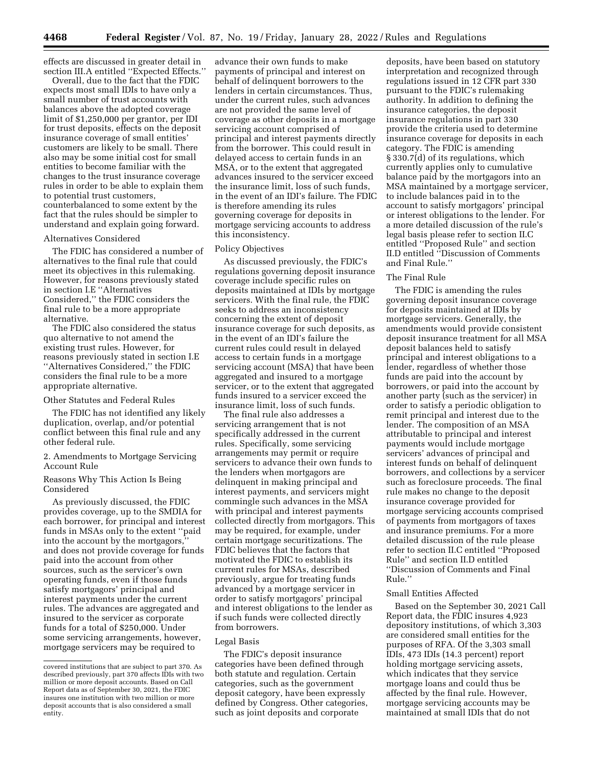effects are discussed in greater detail in section III.A entitled ''Expected Effects.''

Overall, due to the fact that the FDIC expects most small IDIs to have only a small number of trust accounts with balances above the adopted coverage limit of $1,250,000 per grantor, per IDI for trust deposits, effects on the deposit insurance coverage of small entities' customers are likely to be small. There also may be some initial cost for small entities to become familiar with the changes to the trust insurance coverage rules in order to be able to explain them to potential trust customers, counterbalanced to some extent by the fact that the rules should be simpler to understand and explain going forward.

Alternatives Considered

The FDIC has considered a number of alternatives to the final rule that could meet its objectives in this rulemaking. However, for reasons previously stated in section I.E ''Alternatives Considered,'' the FDIC considers the final rule to be a more appropriate alternative.

The FDIC also considered the status quo alternative to not amend the existing trust rules. However, for reasons previously stated in section I.E ''Alternatives Considered,'' the FDIC considers the final rule to be a more appropriate alternative.

Other Statutes and Federal Rules

The FDIC has not identified any likely duplication, overlap, and/or potential conflict between this final rule and any other federal rule.

2. Amendments to Mortgage Servicing Account Rule

Reasons Why This Action Is Being Considered

As previously discussed, the FDIC provides coverage, up to the SMDIA for each borrower, for principal and interest funds in MSAs only to the extent ''paid into the account by the mortgagors,'' and does not provide coverage for funds paid into the account from other sources, such as the servicer's own operating funds, even if those funds satisfy mortgagors' principal and interest payments under the current rules. The advances are aggregated and insured to the servicer as corporate funds for a total of $250,000. Under some servicing arrangements, however, mortgage servicers may be required to advance their own funds to make payments of principal and interest on behalf of delinquent borrowers to the lenders in certain circumstances. Thus, under the current rules, such advances are not provided the same level of coverage as other deposits in a mortgage servicing account comprised of principal and interest payments directly from the borrower. This could result in delayed access to certain funds in an MSA, or to the extent that aggregated advances insured to the servicer exceed the insurance limit, loss of such funds, in the event of an IDI's failure. The FDIC is therefore amending its rules governing coverage for deposits in mortgage servicing accounts to address this inconsistency.

Policy Objectives

As discussed previously, the FDIC's regulations governing deposit insurance coverage include specific rules on deposits maintained at IDIs by mortgage servicers. With the final rule, the FDIC seeks to address an inconsistency concerning the extent of deposit insurance coverage for such deposits, as in the event of an IDI's failure the current rules could result in delayed access to certain funds in a mortgage servicing account (MSA) that have been aggregated and insured to a mortgage servicer, or to the extent that aggregated funds insured to a servicer exceed the insurance limit, loss of such funds.

The final rule also addresses a servicing arrangement that is not specifically addressed in the current rules. Specifically, some servicing arrangements may permit or require servicers to advance their own funds to the lenders when mortgagors are delinquent in making principal and interest payments, and servicers might commingle such advances in the MSA with principal and interest payments collected directly from mortgagors. This may be required, for example, under certain mortgage securitizations. The FDIC believes that the factors that motivated the FDIC to establish its current rules for MSAs, described previously, argue for treating funds advanced by a mortgage servicer in order to satisfy mortgagors' principal and interest obligations to the lender as if such funds were collected directly from borrowers.

Legal Basis

The FDIC's deposit insurance categories have been defined through both statute and regulation. Certain categories, such as the government deposit category, have been expressly defined by Congress. Other categories, such as joint deposits and corporate deposits, have been based on statutory interpretation and recognized through regulations issued in 12 CFR part 330 pursuant to the FDIC's rulemaking authority. In addition to defining the insurance categories, the deposit insurance regulations in part 330 provide the criteria used to determine insurance coverage for deposits in each category. The FDIC is amending § 330.7(d) of its regulations, which currently applies only to cumulative balance paid by the mortgagors into an MSA maintained by a mortgage servicer, to include balances paid in to the account to satisfy mortgagors' principal or interest obligations to the lender. For a more detailed discussion of the rule's legal basis please refer to section II.C entitled ''Proposed Rule'' and section II.D entitled ''Discussion of Comments and Final Rule.''

The Final Rule

The FDIC is amending the rules governing deposit insurance coverage for deposits maintained at IDIs by mortgage servicers. Generally, the amendments would provide consistent deposit insurance treatment for all MSA deposit balances held to satisfy principal and interest obligations to a lender, regardless of whether those funds are paid into the account by borrowers, or paid into the account by another party (such as the servicer) in order to satisfy a periodic obligation to remit principal and interest due to the lender. The composition of an MSA attributable to principal and interest payments would include mortgage servicers' advances of principal and interest funds on behalf of delinquent borrowers, and collections by a servicer such as foreclosure proceeds. The final rule makes no change to the deposit insurance coverage provided for mortgage servicing accounts comprised of payments from mortgagors of taxes and insurance premiums. For a more detailed discussion of the rule please refer to section II.C entitled ''Proposed Rule'' and section II.D entitled ''Discussion of Comments and Final Rule.''

Small Entities Affected

Based on the September 30, 2021 Call Report data, the FDIC insures 4,923 depository institutions, of which 3,303 are considered small entities for the purposes of RFA. Of the 3,303 small IDIs, 473 IDIs (14.3 percent) report holding mortgage servicing assets, which indicates that they service mortgage loans and could thus be affected by the final rule. However, mortgage servicing accounts may be maintained at small IDIs that do not

---

covered institutions that are subject to part 370. As described previously, part 370 affects IDIs with two million or more deposit accounts. Based on Call Report data as of September 30, 2021, the FDIC insures one institution with two million or more deposit accounts that is also considered a small entity.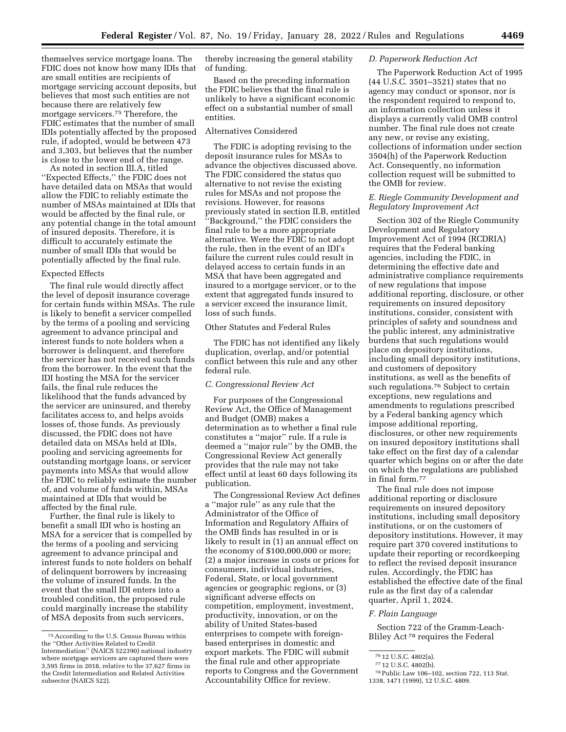themselves service mortgage loans. The FDIC does not know how many IDIs that are small entities are recipients of mortgage servicing account deposits, but believes that most such entities are not because there are relatively few mortgage servicers.[75] Therefore, the FDIC estimates that the number of small IDIs potentially affected by the proposed rule, if adopted, would be between 473 and 3,303, but believes that the number is close to the lower end of the range.

As noted in section III.A, titled ''Expected Effects,'' the FDIC does not have detailed data on MSAs that would allow the FDIC to reliably estimate the number of MSAs maintained at IDIs that would be affected by the final rule, or any potential change in the total amount of insured deposits. Therefore, it is difficult to accurately estimate the number of small IDIs that would be potentially affected by the final rule.

Expected Effects

The final rule would directly affect the level of deposit insurance coverage for certain funds within MSAs. The rule is likely to benefit a servicer compelled by the terms of a pooling and servicing agreement to advance principal and interest funds to note holders when a borrower is delinquent, and therefore the servicer has not received such funds from the borrower. In the event that the IDI hosting the MSA for the servicer fails, the final rule reduces the likelihood that the funds advanced by the servicer are uninsured, and thereby facilitates access to, and helps avoids losses of, those funds. As previously discussed, the FDIC does not have detailed data on MSAs held at IDIs, pooling and servicing agreements for outstanding mortgage loans, or servicer payments into MSAs that would allow the FDIC to reliably estimate the number of, and volume of funds within, MSAs maintained at IDIs that would be affected by the final rule.

Further, the final rule is likely to benefit a small IDI who is hosting an MSA for a servicer that is compelled by the terms of a pooling and servicing agreement to advance principal and interest funds to note holders on behalf of delinquent borrowers by increasing the volume of insured funds. In the event that the small IDI enters into a troubled condition, the proposed rule could marginally increase the stability of MSA deposits from such servicers, thereby increasing the general stability of funding.

Based on the preceding information the FDIC believes that the final rule is unlikely to have a significant economic effect on a substantial number of small entities.

Alternatives Considered

The FDIC is adopting revising to the deposit insurance rules for MSAs to advance the objectives discussed above. The FDIC considered the status quo alternative to not revise the existing rules for MSAs and not propose the revisions. However, for reasons previously stated in section II.B, entitled ''Background,'' the FDIC considers the final rule to be a more appropriate alternative. Were the FDIC to not adopt the rule, then in the event of an IDI's failure the current rules could result in delayed access to certain funds in an MSA that have been aggregated and insured to a mortgage servicer, or to the extent that aggregated funds insured to a servicer exceed the insurance limit, loss of such funds.

Other Statutes and Federal Rules

The FDIC has not identified any likely duplication, overlap, and/or potential conflict between this rule and any other federal rule.

### *C. Congressional Review Act*

For purposes of the Congressional Review Act, the Office of Management and Budget (OMB) makes a determination as to whether a final rule constitutes a ''major'' rule. If a rule is deemed a ''major rule'' by the OMB, the Congressional Review Act generally provides that the rule may not take effect until at least 60 days following its publication.

The Congressional Review Act defines a ''major rule'' as any rule that the Administrator of the Office of Information and Regulatory Affairs of the OMB finds has resulted in or is likely to result in (1) an annual effect on the economy of $100,000,000 or more; (2) a major increase in costs or prices for consumers, individual industries, Federal, State, or local government agencies or geographic regions, or (3) significant adverse effects on competition, employment, investment, productivity, innovation, or on the ability of United States-based enterprises to compete with foreign-based enterprises in domestic and export markets. The FDIC will submit the final rule and other appropriate reports to Congress and the Government Accountability Office for review.

### *D. Paperwork Reduction Act*

The Paperwork Reduction Act of 1995 (44 U.S.C. 3501–3521) states that no agency may conduct or sponsor, nor is the respondent required to respond to, an information collection unless it displays a currently valid OMB control number. The final rule does not create any new, or revise any existing, collections of information under section 3504(h) of the Paperwork Reduction Act. Consequently, no information collection request will be submitted to the OMB for review.

### *E. Riegle Community Development and Regulatory Improvement Act*

Section 302 of the Riegle Community Development and Regulatory Improvement Act of 1994 (RCDRIA) requires that the Federal banking agencies, including the FDIC, in determining the effective date and administrative compliance requirements of new regulations that impose additional reporting, disclosure, or other requirements on insured depository institutions, consider, consistent with principles of safety and soundness and the public interest, any administrative burdens that such regulations would place on depository institutions, including small depository institutions, and customers of depository institutions, as well as the benefits of such regulations.[76] Subject to certain exceptions, new regulations and amendments to regulations prescribed by a Federal banking agency which impose additional reporting, disclosures, or other new requirements on insured depository institutions shall take effect on the first day of a calendar quarter which begins on or after the date on which the regulations are published in final form.[77]

The final rule does not impose additional reporting or disclosure requirements on insured depository institutions, including small depository institutions, or on the customers of depository institutions. However, it may require part 370 covered institutions to update their reporting or recordkeeping to reflect the revised deposit insurance rules. Accordingly, the FDIC has established the effective date of the final rule as the first day of a calendar quarter, April 1, 2024.

### *F. Plain Language*

Section 722 of the Gramm-Leach-Bliley Act[78] requires the Federal

---

[75] According to the U.S. Census Bureau within the ''Other Activities Related to Credit Intermediation'' (NAICS 522390) national industry where mortgage servicers are captured there were 3,595 firms in 2018, relative to the 37,627 firms in the Credit Intermediation and Related Activities subsector (NAICS 522).

[76] 12 U.S.C. 4802(a).

[77] 12 U.S.C. 4802(b).

[78] Public Law 106–102, section 722, 113 Stat. 1338, 1471 (1999), 12 U.S.C. 4809.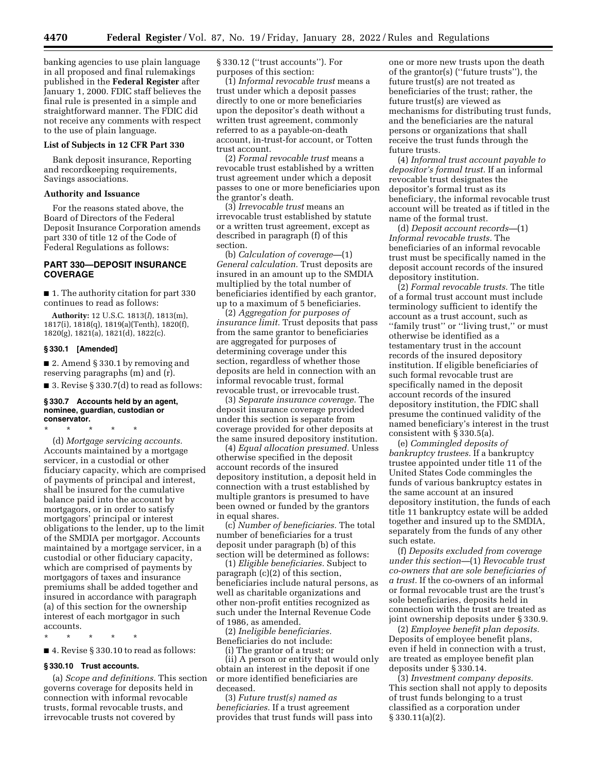banking agencies to use plain language in all proposed and final rulemakings published in the **Federal Register** after January 1, 2000. FDIC staff believes the final rule is presented in a simple and straightforward manner. The FDIC did not receive any comments with respect to the use of plain language.

**List of Subjects in 12 CFR Part 330**

Bank deposit insurance, Reporting and recordkeeping requirements, Savings associations.

**Authority and Issuance**

For the reasons stated above, the Board of Directors of the Federal Deposit Insurance Corporation amends part 330 of title 12 of the Code of Federal Regulations as follows:

## PART 330—DEPOSIT INSURANCE COVERAGE

■ 1. The authority citation for part 330 continues to read as follows:

**Authority:** 12 U.S.C. 1813(*l*), 1813(m), 1817(i), 1818(q), 1819(a)(Tenth), 1820(f), 1820(g), 1821(a), 1821(d), 1822(c).

### § 330.1 [Amended]

■ 2. Amend § 330.1 by removing and reserving paragraphs (m) and (r).

■ 3. Revise § 330.7(d) to read as follows:

### § 330.7 Accounts held by an agent, nominee, guardian, custodian or conservator.

\* \* \* \* \*

(d) *Mortgage servicing accounts.* Accounts maintained by a mortgage servicer, in a custodial or other fiduciary capacity, which are comprised of payments of principal and interest, shall be insured for the cumulative balance paid into the account by mortgagors, or in order to satisfy mortgagors' principal or interest obligations to the lender, up to the limit of the SMDIA per mortgagor. Accounts maintained by a mortgage servicer, in a custodial or other fiduciary capacity, which are comprised of payments by mortgagors of taxes and insurance premiums shall be added together and insured in accordance with paragraph (a) of this section for the ownership interest of each mortgagor in such accounts.

\* \* \* \* \*

■ 4. Revise § 330.10 to read as follows:

### § 330.10 Trust accounts.

(a) *Scope and definitions.* This section governs coverage for deposits held in connection with informal revocable trusts, formal revocable trusts, and irrevocable trusts not covered by § 330.12 (''trust accounts''). For purposes of this section:

(1) *Informal revocable trust* means a trust under which a deposit passes directly to one or more beneficiaries upon the depositor's death without a written trust agreement, commonly referred to as a payable-on-death account, in-trust-for account, or Totten trust account.

(2) *Formal revocable trust* means a revocable trust established by a written trust agreement under which a deposit passes to one or more beneficiaries upon the grantor's death.

(3) *Irrevocable trust* means an irrevocable trust established by statute or a written trust agreement, except as described in paragraph (f) of this section.

(b) *Calculation of coverage*—(1) *General calculation.* Trust deposits are insured in an amount up to the SMDIA multiplied by the total number of beneficiaries identified by each grantor, up to a maximum of 5 beneficiaries.

(2) *Aggregation for purposes of insurance limit.* Trust deposits that pass from the same grantor to beneficiaries are aggregated for purposes of determining coverage under this section, regardless of whether those deposits are held in connection with an informal revocable trust, formal revocable trust, or irrevocable trust.

(3) *Separate insurance coverage.* The deposit insurance coverage provided under this section is separate from coverage provided for other deposits at the same insured depository institution.

(4) *Equal allocation presumed.* Unless otherwise specified in the deposit account records of the insured depository institution, a deposit held in connection with a trust established by multiple grantors is presumed to have been owned or funded by the grantors in equal shares.

(c) *Number of beneficiaries.* The total number of beneficiaries for a trust deposit under paragraph (b) of this section will be determined as follows:

(1) *Eligible beneficiaries.* Subject to paragraph (c)(2) of this section, beneficiaries include natural persons, as well as charitable organizations and other non-profit entities recognized as such under the Internal Revenue Code of 1986, as amended.

(2) *Ineligible beneficiaries.* Beneficiaries do not include:

(i) The grantor of a trust; or

(ii) A person or entity that would only obtain an interest in the deposit if one or more identified beneficiaries are deceased.

(3) *Future trust(s) named as beneficiaries.* If a trust agreement provides that trust funds will pass into one or more new trusts upon the death of the grantor(s) (''future trusts''), the future trust(s) are not treated as beneficiaries of the trust; rather, the future trust(s) are viewed as mechanisms for distributing trust funds, and the beneficiaries are the natural persons or organizations that shall receive the trust funds through the future trusts.

(4) *Informal trust account payable to depositor's formal trust.* If an informal revocable trust designates the depositor's formal trust as its beneficiary, the informal revocable trust account will be treated as if titled in the name of the formal trust.

(d) *Deposit account records*—(1) *Informal revocable trusts.* The beneficiaries of an informal revocable trust must be specifically named in the deposit account records of the insured depository institution.

(2) *Formal revocable trusts.* The title of a formal trust account must include terminology sufficient to identify the account as a trust account, such as ''family trust'' or ''living trust,'' or must otherwise be identified as a testamentary trust in the account records of the insured depository institution. If eligible beneficiaries of such formal revocable trust are specifically named in the deposit account records of the insured depository institution, the FDIC shall presume the continued validity of the named beneficiary's interest in the trust consistent with § 330.5(a).

(e) *Commingled deposits of bankruptcy trustees.* If a bankruptcy trustee appointed under title 11 of the United States Code commingles the funds of various bankruptcy estates in the same account at an insured depository institution, the funds of each title 11 bankruptcy estate will be added together and insured up to the SMDIA, separately from the funds of any other such estate.

(f) *Deposits excluded from coverage under this section*—(1) *Revocable trust co-owners that are sole beneficiaries of a trust.* If the co-owners of an informal or formal revocable trust are the trust's sole beneficiaries, deposits held in connection with the trust are treated as joint ownership deposits under § 330.9.

(2) *Employee benefit plan deposits.* Deposits of employee benefit plans, even if held in connection with a trust, are treated as employee benefit plan deposits under § 330.14.

(3) *Investment company deposits.* This section shall not apply to deposits of trust funds belonging to a trust classified as a corporation under § 330.11(a)(2).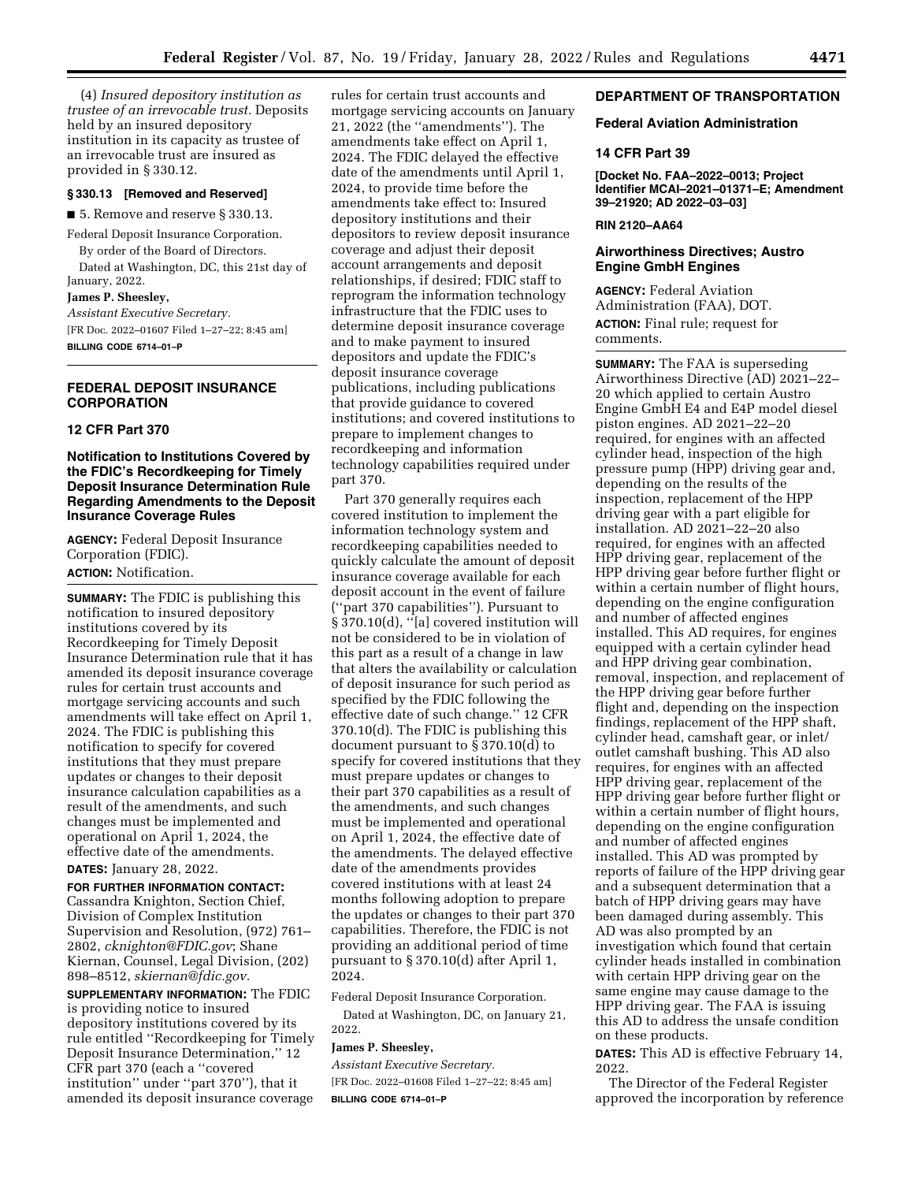(4) *Insured depository institution as trustee of an irrevocable trust.* Deposits held by an insured depository institution in its capacity as trustee of an irrevocable trust are insured as provided in § 330.12.

**§ 330.13 [Removed and Reserved]**

■ 5. Remove and reserve § 330.13.

Federal Deposit Insurance Corporation.

By order of the Board of Directors.

Dated at Washington, DC, this 21st day of January, 2022.

**James P. Sheesley,**

*Assistant Executive Secretary.*

[FR Doc. 2022–01607 Filed 1–27–22; 8:45 am]

**BILLING CODE 6714–01–P**

---

## FEDERAL DEPOSIT INSURANCE CORPORATION

### 12 CFR Part 370

### Notification to Institutions Covered by the FDIC's Recordkeeping for Timely Deposit Insurance Determination Rule Regarding Amendments to the Deposit Insurance Coverage Rules

**AGENCY:** Federal Deposit Insurance Corporation (FDIC).

**ACTION:** Notification.

**SUMMARY:** The FDIC is publishing this notification to insured depository institutions covered by its Recordkeeping for Timely Deposit Insurance Determination rule that it has amended its deposit insurance coverage rules for certain trust accounts and mortgage servicing accounts and such amendments will take effect on April 1, 2024. The FDIC is publishing this notification to specify for covered institutions that they must prepare updates or changes to their deposit insurance calculation capabilities as a result of the amendments, and such changes must be implemented and operational on April 1, 2024, the effective date of the amendments.

**DATES:** January 28, 2022.

**FOR FURTHER INFORMATION CONTACT:** Cassandra Knighton, Section Chief, Division of Complex Institution Supervision and Resolution, (972) 761–2802, *cknighton@FDIC.gov*; Shane Kiernan, Counsel, Legal Division, (202) 898–8512, *skiernan@fdic.gov.*

**SUPPLEMENTARY INFORMATION:** The FDIC is providing notice to insured depository institutions covered by its rule entitled ''Recordkeeping for Timely Deposit Insurance Determination,'' 12 CFR part 370 (each a ''covered institution'' under ''part 370''), that it amended its deposit insurance coverage rules for certain trust accounts and mortgage servicing accounts on January 21, 2022 (the ''amendments''). The amendments take effect on April 1, 2024. The FDIC delayed the effective date of the amendments until April 1, 2024, to provide time before the amendments take effect to: Insured depository institutions and their depositors to review deposit insurance coverage and adjust their deposit account arrangements and deposit relationships, if desired; FDIC staff to reprogram the information technology infrastructure that the FDIC uses to determine deposit insurance coverage and to make payment to insured depositors and update the FDIC's deposit insurance coverage publications, including publications that provide guidance to covered institutions; and covered institutions to prepare to implement changes to recordkeeping and information technology capabilities required under part 370.

Part 370 generally requires each covered institution to implement the information technology system and recordkeeping capabilities needed to quickly calculate the amount of deposit insurance coverage available for each deposit account in the event of failure (''part 370 capabilities''). Pursuant to § 370.10(d), ''[a] covered institution will not be considered to be in violation of this part as a result of a change in law that alters the availability or calculation of deposit insurance for such period as specified by the FDIC following the effective date of such change.'' 12 CFR 370.10(d). The FDIC is publishing this document pursuant to § 370.10(d) to specify for covered institutions that they must prepare updates or changes to their part 370 capabilities as a result of the amendments, and such changes must be implemented and operational on April 1, 2024, the effective date of the amendments. The delayed effective date of the amendments provides covered institutions with at least 24 months following adoption to prepare the updates or changes to their part 370 capabilities. Therefore, the FDIC is not providing an additional period of time pursuant to § 370.10(d) after April 1, 2024.

Federal Deposit Insurance Corporation.

Dated at Washington, DC, on January 21, 2022.

**James P. Sheesley,**

*Assistant Executive Secretary.*

[FR Doc. 2022–01608 Filed 1–27–22; 8:45 am]

**BILLING CODE 6714–01–P**

---

## DEPARTMENT OF TRANSPORTATION

### Federal Aviation Administration

### 14 CFR Part 39

**[Docket No. FAA–2022–0013; Project Identifier MCAI–2021–01371–E; Amendment 39–21920; AD 2022–03–03]**

**RIN 2120–AA64**

### Airworthiness Directives; Austro Engine GmbH Engines

**AGENCY:** Federal Aviation Administration (FAA), DOT.

**ACTION:** Final rule; request for comments.

**SUMMARY:** The FAA is superseding Airworthiness Directive (AD) 2021–22–20 which applied to certain Austro Engine GmbH E4 and E4P model diesel piston engines. AD 2021–22–20 required, for engines with an affected cylinder head, inspection of the high pressure pump (HPP) driving gear and, depending on the results of the inspection, replacement of the HPP driving gear with a part eligible for installation. AD 2021–22–20 also required, for engines with an affected HPP driving gear, replacement of the HPP driving gear before further flight or within a certain number of flight hours, depending on the engine configuration and number of affected engines installed. This AD requires, for engines equipped with a certain cylinder head and HPP driving gear combination, removal, inspection, and replacement of the HPP driving gear before further flight and, depending on the inspection findings, replacement of the HPP shaft, cylinder head, camshaft gear, or inlet/outlet camshaft bushing. This AD also requires, for engines with an affected HPP driving gear, replacement of the HPP driving gear before further flight or within a certain number of flight hours, depending on the engine configuration and number of affected engines installed. This AD was prompted by reports of failure of the HPP driving gear and a subsequent determination that a batch of HPP driving gears may have been damaged during assembly. This AD was also prompted by an investigation which found that certain cylinder heads installed in combination with certain HPP driving gear on the same engine may cause damage to the HPP driving gear. The FAA is issuing this AD to address the unsafe condition on these products.

**DATES:** This AD is effective February 14, 2022.

The Director of the Federal Register approved the incorporation by reference